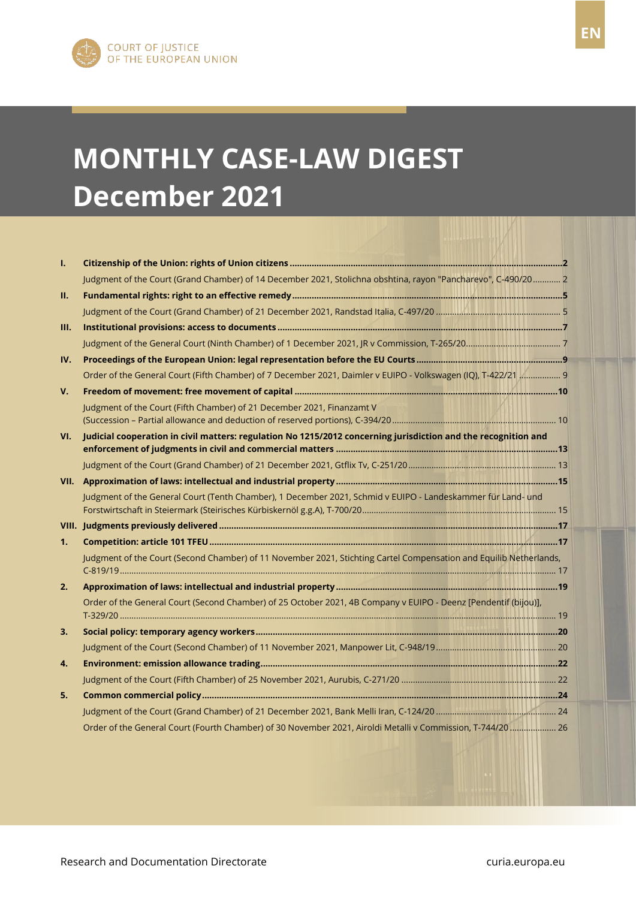COURT OF JUSTICE
OF THE EUROPEAN UNION

EN

# MONTHLY CASE-LAW DIGEST
# December 2021

| | | |
|---|---|---|
| **I.** | **Citizenship of the Union: rights of Union citizens** | **2** |
| | Judgment of the Court (Grand Chamber) of 14 December 2021, Stolichna obshtina, rayon "Pancharevo", C-490/20 | 2 |
| **II.** | **Fundamental rights: right to an effective remedy** | **5** |
| | Judgment of the Court (Grand Chamber) of 21 December 2021, Randstad Italia, C-497/20 | 5 |
| **III.** | **Institutional provisions: access to documents** | **7** |
| | Judgment of the General Court (Ninth Chamber) of 1 December 2021, JR v Commission, T-265/20 | 7 |
| **IV.** | **Proceedings of the European Union: legal representation before the EU Courts** | **9** |
| | Order of the General Court (Fifth Chamber) of 7 December 2021, Daimler v EUIPO - Volkswagen (IQ), T-422/21 | 9 |
| **V.** | **Freedom of movement: free movement of capital** | **10** |
| | Judgment of the Court (Fifth Chamber) of 21 December 2021, Finanzamt V (Succession – Partial allowance and deduction of reserved portions), C-394/20 | 10 |
| **VI.** | **Judicial cooperation in civil matters: regulation No 1215/2012 concerning jurisdiction and the recognition and enforcement of judgments in civil and commercial matters** | **13** |
| | Judgment of the Court (Grand Chamber) of 21 December 2021, Gtflix Tv, C-251/20 | 13 |
| **VII.** | **Approximation of laws: intellectual and industrial property** | **15** |
| | Judgment of the General Court (Tenth Chamber), 1 December 2021, Schmid v EUIPO - Landeskammer für Land- und Forstwirtschaft in Steiermark (Steirisches Kürbiskernöl g.g.A), T-700/20 | 15 |
| **VIII.** | **Judgments previously delivered** | **17** |
| **1.** | **Competition: article 101 TFEU** | **17** |
| | Judgment of the Court (Second Chamber) of 11 November 2021, Stichting Cartel Compensation and Equilib Netherlands, C-819/19 | 17 |
| **2.** | **Approximation of laws: intellectual and industrial property** | **19** |
| | Order of the General Court (Second Chamber) of 25 October 2021, 4B Company v EUIPO - Deenz [Pendentif (bijou)], T-329/20 | 19 |
| **3.** | **Social policy: temporary agency workers** | **20** |
| | Judgment of the Court (Second Chamber) of 11 November 2021, Manpower Lit, C-948/19 | 20 |
| **4.** | **Environment: emission allowance trading** | **22** |
| | Judgment of the Court (Fifth Chamber) of 25 November 2021, Aurubis, C-271/20 | 22 |
| **5.** | **Common commercial policy** | **24** |
| | Judgment of the Court (Grand Chamber) of 21 December 2021, Bank Melli Iran, C-124/20 | 24 |
| | Order of the General Court (Fourth Chamber) of 30 November 2021, Airoldi Metalli v Commission, T-744/20 | 26 |

Research and Documentation Directorate

curia.europa.eu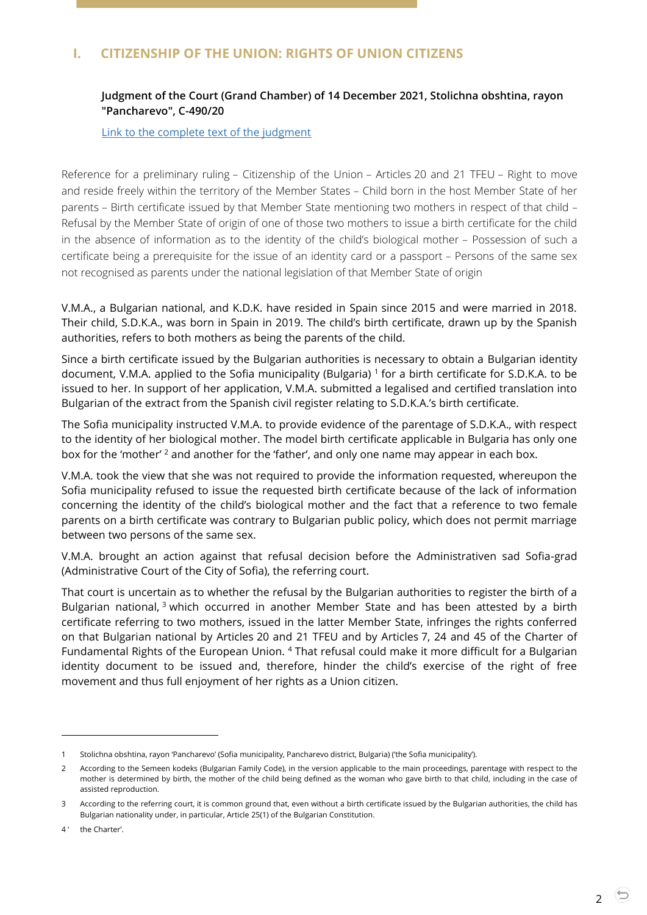## I. CITIZENSHIP OF THE UNION: RIGHTS OF UNION CITIZENS

### Judgment of the Court (Grand Chamber) of 14 December 2021, Stolichna obshtina, rayon "Pancharevo", C-490/20

Link to the complete text of the judgment

Reference for a preliminary ruling – Citizenship of the Union – Articles 20 and 21 TFEU – Right to move and reside freely within the territory of the Member States – Child born in the host Member State of her parents – Birth certificate issued by that Member State mentioning two mothers in respect of that child – Refusal by the Member State of origin of one of those two mothers to issue a birth certificate for the child in the absence of information as to the identity of the child's biological mother – Possession of such a certificate being a prerequisite for the issue of an identity card or a passport – Persons of the same sex not recognised as parents under the national legislation of that Member State of origin

V.M.A., a Bulgarian national, and K.D.K. have resided in Spain since 2015 and were married in 2018. Their child, S.D.K.A., was born in Spain in 2019. The child's birth certificate, drawn up by the Spanish authorities, refers to both mothers as being the parents of the child.

Since a birth certificate issued by the Bulgarian authorities is necessary to obtain a Bulgarian identity document, V.M.A. applied to the Sofia municipality (Bulgaria) [1] for a birth certificate for S.D.K.A. to be issued to her. In support of her application, V.M.A. submitted a legalised and certified translation into Bulgarian of the extract from the Spanish civil register relating to S.D.K.A.'s birth certificate.

The Sofia municipality instructed V.M.A. to provide evidence of the parentage of S.D.K.A., with respect to the identity of her biological mother. The model birth certificate applicable in Bulgaria has only one box for the 'mother' [2] and another for the 'father', and only one name may appear in each box.

V.M.A. took the view that she was not required to provide the information requested, whereupon the Sofia municipality refused to issue the requested birth certificate because of the lack of information concerning the identity of the child's biological mother and the fact that a reference to two female parents on a birth certificate was contrary to Bulgarian public policy, which does not permit marriage between two persons of the same sex.

V.M.A. brought an action against that refusal decision before the Administrativen sad Sofia-grad (Administrative Court of the City of Sofia), the referring court.

That court is uncertain as to whether the refusal by the Bulgarian authorities to register the birth of a Bulgarian national, [3] which occurred in another Member State and has been attested by a birth certificate referring to two mothers, issued in the latter Member State, infringes the rights conferred on that Bulgarian national by Articles 20 and 21 TFEU and by Articles 7, 24 and 45 of the Charter of Fundamental Rights of the European Union. [4] That refusal could make it more difficult for a Bulgarian identity document to be issued and, therefore, hinder the child's exercise of the right of free movement and thus full enjoyment of her rights as a Union citizen.

---

1 Stolichna obshtina, rayon 'Pancharevo' (Sofia municipality, Pancharevo district, Bulgaria) ('the Sofia municipality').

2 According to the Semeen kodeks (Bulgarian Family Code), in the version applicable to the main proceedings, parentage with respect to the mother is determined by birth, the mother of the child being defined as the woman who gave birth to that child, including in the case of assisted reproduction.

3 According to the referring court, it is common ground that, even without a birth certificate issued by the Bulgarian authorities, the child has Bulgarian nationality under, in particular, Article 25(1) of the Bulgarian Constitution.

4 ' the Charter'.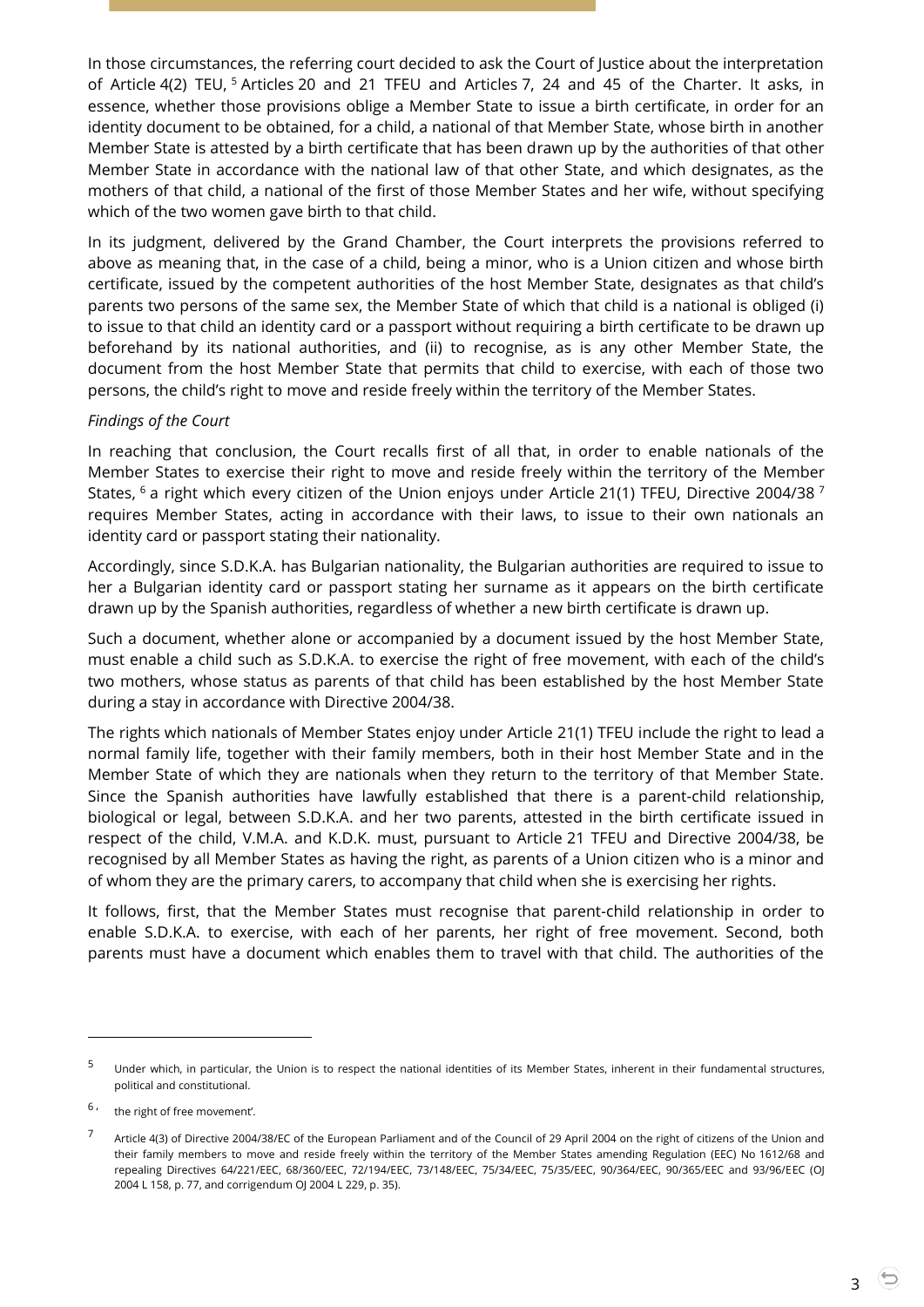In those circumstances, the referring court decided to ask the Court of Justice about the interpretation of Article 4(2) TEU, [5] Articles 20 and 21 TFEU and Articles 7, 24 and 45 of the Charter. It asks, in essence, whether those provisions oblige a Member State to issue a birth certificate, in order for an identity document to be obtained, for a child, a national of that Member State, whose birth in another Member State is attested by a birth certificate that has been drawn up by the authorities of that other Member State in accordance with the national law of that other State, and which designates, as the mothers of that child, a national of the first of those Member States and her wife, without specifying which of the two women gave birth to that child.

In its judgment, delivered by the Grand Chamber, the Court interprets the provisions referred to above as meaning that, in the case of a child, being a minor, who is a Union citizen and whose birth certificate, issued by the competent authorities of the host Member State, designates as that child's parents two persons of the same sex, the Member State of which that child is a national is obliged (i) to issue to that child an identity card or a passport without requiring a birth certificate to be drawn up beforehand by its national authorities, and (ii) to recognise, as is any other Member State, the document from the host Member State that permits that child to exercise, with each of those two persons, the child's right to move and reside freely within the territory of the Member States.

*Findings of the Court*

In reaching that conclusion, the Court recalls first of all that, in order to enable nationals of the Member States to exercise their right to move and reside freely within the territory of the Member States, [6] a right which every citizen of the Union enjoys under Article 21(1) TFEU, Directive 2004/38 [7] requires Member States, acting in accordance with their laws, to issue to their own nationals an identity card or passport stating their nationality.

Accordingly, since S.D.K.A. has Bulgarian nationality, the Bulgarian authorities are required to issue to her a Bulgarian identity card or passport stating her surname as it appears on the birth certificate drawn up by the Spanish authorities, regardless of whether a new birth certificate is drawn up.

Such a document, whether alone or accompanied by a document issued by the host Member State, must enable a child such as S.D.K.A. to exercise the right of free movement, with each of the child's two mothers, whose status as parents of that child has been established by the host Member State during a stay in accordance with Directive 2004/38.

The rights which nationals of Member States enjoy under Article 21(1) TFEU include the right to lead a normal family life, together with their family members, both in their host Member State and in the Member State of which they are nationals when they return to the territory of that Member State. Since the Spanish authorities have lawfully established that there is a parent-child relationship, biological or legal, between S.D.K.A. and her two parents, attested in the birth certificate issued in respect of the child, V.M.A. and K.D.K. must, pursuant to Article 21 TFEU and Directive 2004/38, be recognised by all Member States as having the right, as parents of a Union citizen who is a minor and of whom they are the primary carers, to accompany that child when she is exercising her rights.

It follows, first, that the Member States must recognise that parent-child relationship in order to enable S.D.K.A. to exercise, with each of her parents, her right of free movement. Second, both parents must have a document which enables them to travel with that child. The authorities of the

---

[5] Under which, in particular, the Union is to respect the national identities of its Member States, inherent in their fundamental structures, political and constitutional.

[6] ' the right of free movement'.

[7] Article 4(3) of Directive 2004/38/EC of the European Parliament and of the Council of 29 April 2004 on the right of citizens of the Union and their family members to move and reside freely within the territory of the Member States amending Regulation (EEC) No 1612/68 and repealing Directives 64/221/EEC, 68/360/EEC, 72/194/EEC, 73/148/EEC, 75/34/EEC, 75/35/EEC, 90/364/EEC, 90/365/EEC and 93/96/EEC (OJ 2004 L 158, p. 77, and corrigendum OJ 2004 L 229, p. 35).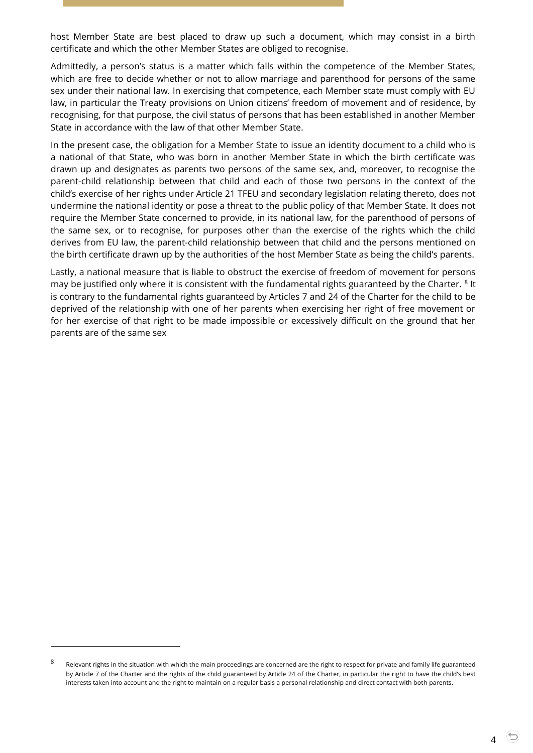host Member State are best placed to draw up such a document, which may consist in a birth certificate and which the other Member States are obliged to recognise.

Admittedly, a person's status is a matter which falls within the competence of the Member States, which are free to decide whether or not to allow marriage and parenthood for persons of the same sex under their national law. In exercising that competence, each Member state must comply with EU law, in particular the Treaty provisions on Union citizens' freedom of movement and of residence, by recognising, for that purpose, the civil status of persons that has been established in another Member State in accordance with the law of that other Member State.

In the present case, the obligation for a Member State to issue an identity document to a child who is a national of that State, who was born in another Member State in which the birth certificate was drawn up and designates as parents two persons of the same sex, and, moreover, to recognise the parent-child relationship between that child and each of those two persons in the context of the child's exercise of her rights under Article 21 TFEU and secondary legislation relating thereto, does not undermine the national identity or pose a threat to the public policy of that Member State. It does not require the Member State concerned to provide, in its national law, for the parenthood of persons of the same sex, or to recognise, for purposes other than the exercise of the rights which the child derives from EU law, the parent-child relationship between that child and the persons mentioned on the birth certificate drawn up by the authorities of the host Member State as being the child's parents.

Lastly, a national measure that is liable to obstruct the exercise of freedom of movement for persons may be justified only where it is consistent with the fundamental rights guaranteed by the Charter. [8] It is contrary to the fundamental rights guaranteed by Articles 7 and 24 of the Charter for the child to be deprived of the relationship with one of her parents when exercising her right of free movement or for her exercise of that right to be made impossible or excessively difficult on the ground that her parents are of the same sex

---

[8] Relevant rights in the situation with which the main proceedings are concerned are the right to respect for private and family life guaranteed by Article 7 of the Charter and the rights of the child guaranteed by Article 24 of the Charter, in particular the right to have the child's best interests taken into account and the right to maintain on a regular basis a personal relationship and direct contact with both parents.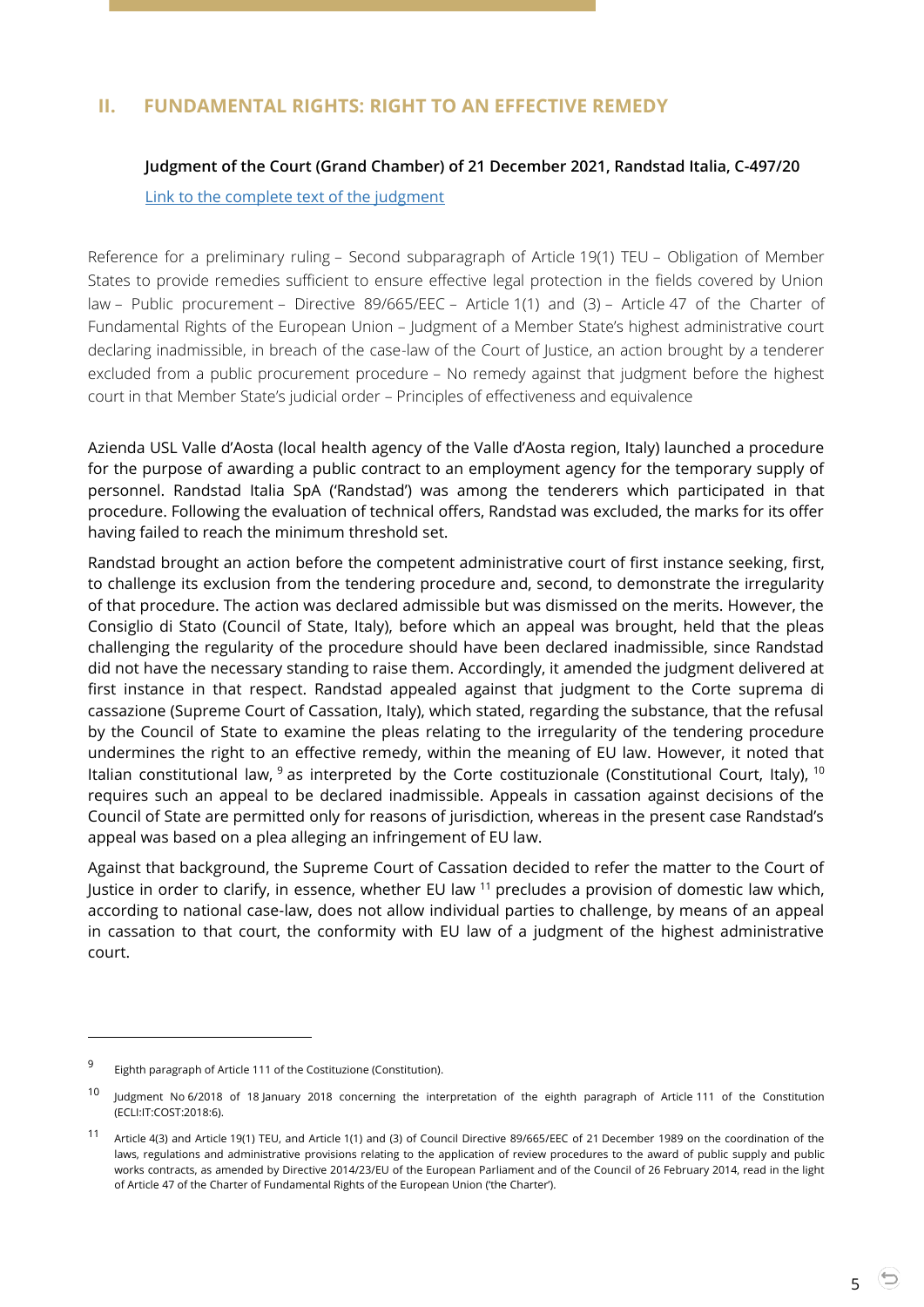## II. FUNDAMENTAL RIGHTS: RIGHT TO AN EFFECTIVE REMEDY

**Judgment of the Court (Grand Chamber) of 21 December 2021, Randstad Italia, C-497/20**

Link to the complete text of the judgment

Reference for a preliminary ruling – Second subparagraph of Article 19(1) TEU – Obligation of Member States to provide remedies sufficient to ensure effective legal protection in the fields covered by Union law – Public procurement – Directive 89/665/EEC – Article 1(1) and (3) – Article 47 of the Charter of Fundamental Rights of the European Union – Judgment of a Member State's highest administrative court declaring inadmissible, in breach of the case-law of the Court of Justice, an action brought by a tenderer excluded from a public procurement procedure – No remedy against that judgment before the highest court in that Member State's judicial order – Principles of effectiveness and equivalence

Azienda USL Valle d'Aosta (local health agency of the Valle d'Aosta region, Italy) launched a procedure for the purpose of awarding a public contract to an employment agency for the temporary supply of personnel. Randstad Italia SpA ('Randstad') was among the tenderers which participated in that procedure. Following the evaluation of technical offers, Randstad was excluded, the marks for its offer having failed to reach the minimum threshold set.

Randstad brought an action before the competent administrative court of first instance seeking, first, to challenge its exclusion from the tendering procedure and, second, to demonstrate the irregularity of that procedure. The action was declared admissible but was dismissed on the merits. However, the Consiglio di Stato (Council of State, Italy), before which an appeal was brought, held that the pleas challenging the regularity of the procedure should have been declared inadmissible, since Randstad did not have the necessary standing to raise them. Accordingly, it amended the judgment delivered at first instance in that respect. Randstad appealed against that judgment to the Corte suprema di cassazione (Supreme Court of Cassation, Italy), which stated, regarding the substance, that the refusal by the Council of State to examine the pleas relating to the irregularity of the tendering procedure undermines the right to an effective remedy, within the meaning of EU law. However, it noted that Italian constitutional law, [9] as interpreted by the Corte costituzionale (Constitutional Court, Italy), [10] requires such an appeal to be declared inadmissible. Appeals in cassation against decisions of the Council of State are permitted only for reasons of jurisdiction, whereas in the present case Randstad's appeal was based on a plea alleging an infringement of EU law.

Against that background, the Supreme Court of Cassation decided to refer the matter to the Court of Justice in order to clarify, in essence, whether EU law [11] precludes a provision of domestic law which, according to national case-law, does not allow individual parties to challenge, by means of an appeal in cassation to that court, the conformity with EU law of a judgment of the highest administrative court.

---

[9] Eighth paragraph of Article 111 of the Costituzione (Constitution).

[10] Judgment No 6/2018 of 18 January 2018 concerning the interpretation of the eighth paragraph of Article 111 of the Constitution (ECLI:IT:COST:2018:6).

[11] Article 4(3) and Article 19(1) TEU, and Article 1(1) and (3) of Council Directive 89/665/EEC of 21 December 1989 on the coordination of the laws, regulations and administrative provisions relating to the application of review procedures to the award of public supply and public works contracts, as amended by Directive 2014/23/EU of the European Parliament and of the Council of 26 February 2014, read in the light of Article 47 of the Charter of Fundamental Rights of the European Union ('the Charter').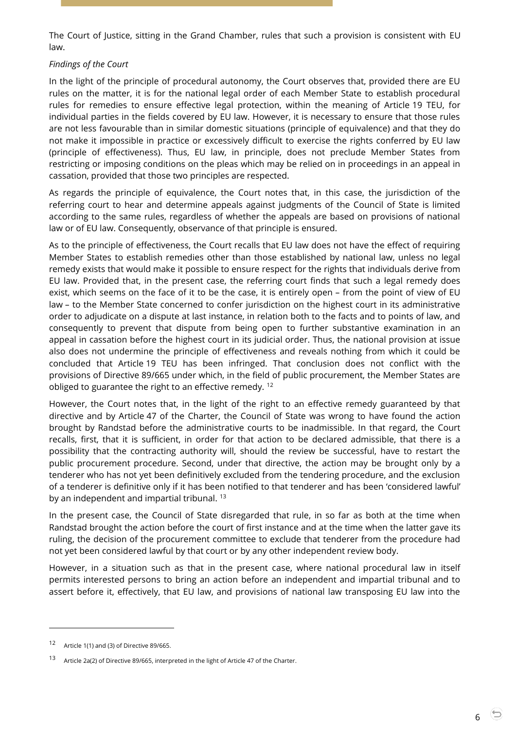The Court of Justice, sitting in the Grand Chamber, rules that such a provision is consistent with EU law.

*Findings of the Court*

In the light of the principle of procedural autonomy, the Court observes that, provided there are EU rules on the matter, it is for the national legal order of each Member State to establish procedural rules for remedies to ensure effective legal protection, within the meaning of Article 19 TEU, for individual parties in the fields covered by EU law. However, it is necessary to ensure that those rules are not less favourable than in similar domestic situations (principle of equivalence) and that they do not make it impossible in practice or excessively difficult to exercise the rights conferred by EU law (principle of effectiveness). Thus, EU law, in principle, does not preclude Member States from restricting or imposing conditions on the pleas which may be relied on in proceedings in an appeal in cassation, provided that those two principles are respected.

As regards the principle of equivalence, the Court notes that, in this case, the jurisdiction of the referring court to hear and determine appeals against judgments of the Council of State is limited according to the same rules, regardless of whether the appeals are based on provisions of national law or of EU law. Consequently, observance of that principle is ensured.

As to the principle of effectiveness, the Court recalls that EU law does not have the effect of requiring Member States to establish remedies other than those established by national law, unless no legal remedy exists that would make it possible to ensure respect for the rights that individuals derive from EU law. Provided that, in the present case, the referring court finds that such a legal remedy does exist, which seems on the face of it to be the case, it is entirely open – from the point of view of EU law – to the Member State concerned to confer jurisdiction on the highest court in its administrative order to adjudicate on a dispute at last instance, in relation both to the facts and to points of law, and consequently to prevent that dispute from being open to further substantive examination in an appeal in cassation before the highest court in its judicial order. Thus, the national provision at issue also does not undermine the principle of effectiveness and reveals nothing from which it could be concluded that Article 19 TEU has been infringed. That conclusion does not conflict with the provisions of Directive 89/665 under which, in the field of public procurement, the Member States are obliged to guarantee the right to an effective remedy. [12]

However, the Court notes that, in the light of the right to an effective remedy guaranteed by that directive and by Article 47 of the Charter, the Council of State was wrong to have found the action brought by Randstad before the administrative courts to be inadmissible. In that regard, the Court recalls, first, that it is sufficient, in order for that action to be declared admissible, that there is a possibility that the contracting authority will, should the review be successful, have to restart the public procurement procedure. Second, under that directive, the action may be brought only by a tenderer who has not yet been definitively excluded from the tendering procedure, and the exclusion of a tenderer is definitive only if it has been notified to that tenderer and has been 'considered lawful' by an independent and impartial tribunal. [13]

In the present case, the Council of State disregarded that rule, in so far as both at the time when Randstad brought the action before the court of first instance and at the time when the latter gave its ruling, the decision of the procurement committee to exclude that tenderer from the procedure had not yet been considered lawful by that court or by any other independent review body.

However, in a situation such as that in the present case, where national procedural law in itself permits interested persons to bring an action before an independent and impartial tribunal and to assert before it, effectively, that EU law, and provisions of national law transposing EU law into the

---

[12] Article 1(1) and (3) of Directive 89/665.

[13] Article 2a(2) of Directive 89/665, interpreted in the light of Article 47 of the Charter.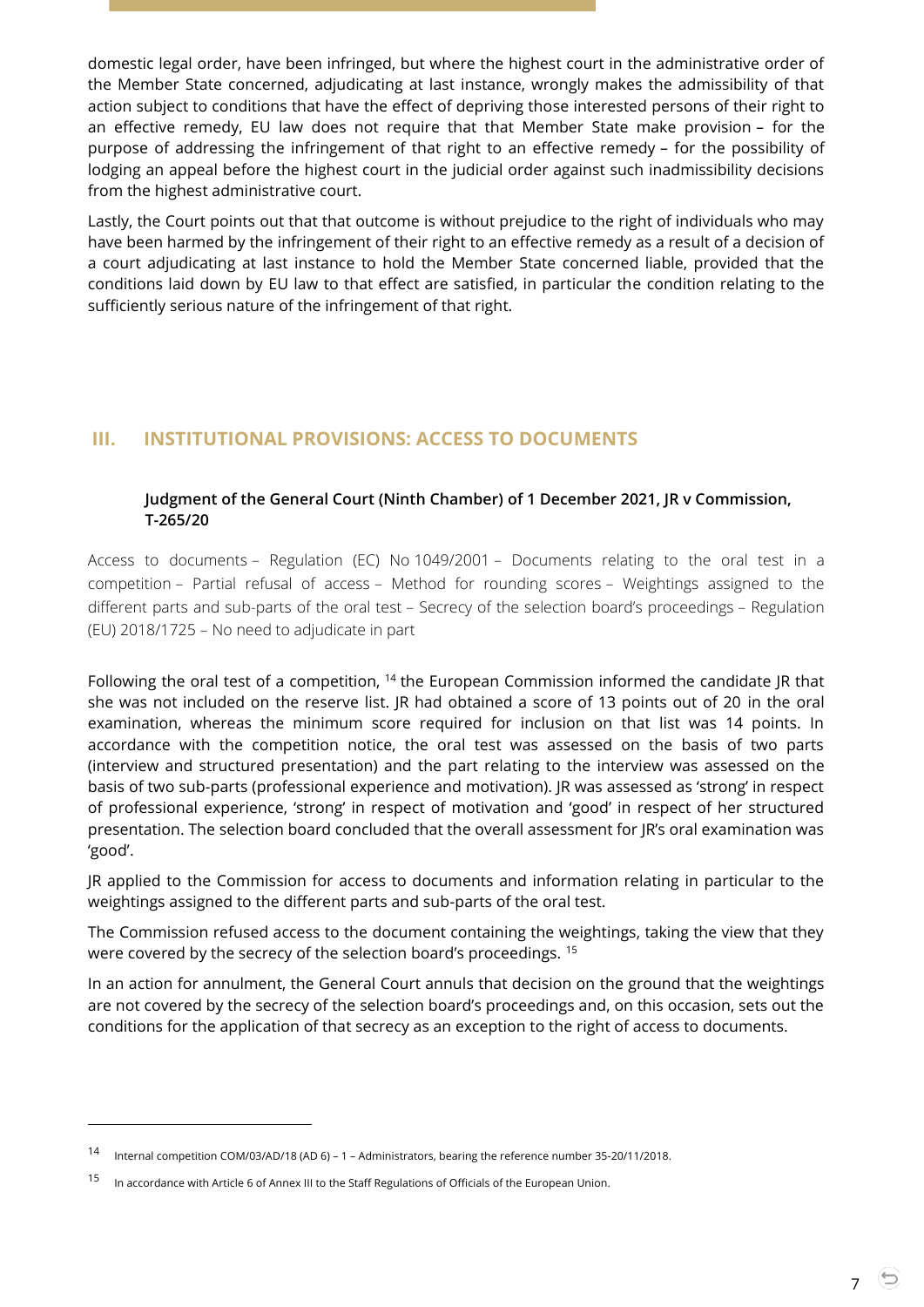domestic legal order, have been infringed, but where the highest court in the administrative order of the Member State concerned, adjudicating at last instance, wrongly makes the admissibility of that action subject to conditions that have the effect of depriving those interested persons of their right to an effective remedy, EU law does not require that that Member State make provision – for the purpose of addressing the infringement of that right to an effective remedy – for the possibility of lodging an appeal before the highest court in the judicial order against such inadmissibility decisions from the highest administrative court.

Lastly, the Court points out that that outcome is without prejudice to the right of individuals who may have been harmed by the infringement of their right to an effective remedy as a result of a decision of a court adjudicating at last instance to hold the Member State concerned liable, provided that the conditions laid down by EU law to that effect are satisfied, in particular the condition relating to the sufficiently serious nature of the infringement of that right.

## III. INSTITUTIONAL PROVISIONS: ACCESS TO DOCUMENTS

### Judgment of the General Court (Ninth Chamber) of 1 December 2021, JR v Commission, T-265/20

Access to documents – Regulation (EC) No 1049/2001 – Documents relating to the oral test in a competition – Partial refusal of access – Method for rounding scores – Weightings assigned to the different parts and sub-parts of the oral test – Secrecy of the selection board's proceedings – Regulation (EU) 2018/1725 – No need to adjudicate in part

Following the oral test of a competition, [14] the European Commission informed the candidate JR that she was not included on the reserve list. JR had obtained a score of 13 points out of 20 in the oral examination, whereas the minimum score required for inclusion on that list was 14 points. In accordance with the competition notice, the oral test was assessed on the basis of two parts (interview and structured presentation) and the part relating to the interview was assessed on the basis of two sub-parts (professional experience and motivation). JR was assessed as 'strong' in respect of professional experience, 'strong' in respect of motivation and 'good' in respect of her structured presentation. The selection board concluded that the overall assessment for JR's oral examination was 'good'.

JR applied to the Commission for access to documents and information relating in particular to the weightings assigned to the different parts and sub-parts of the oral test.

The Commission refused access to the document containing the weightings, taking the view that they were covered by the secrecy of the selection board's proceedings. [15]

In an action for annulment, the General Court annuls that decision on the ground that the weightings are not covered by the secrecy of the selection board's proceedings and, on this occasion, sets out the conditions for the application of that secrecy as an exception to the right of access to documents.

---

[14] Internal competition COM/03/AD/18 (AD 6) – 1 – Administrators, bearing the reference number 35-20/11/2018.

[15] In accordance with Article 6 of Annex III to the Staff Regulations of Officials of the European Union.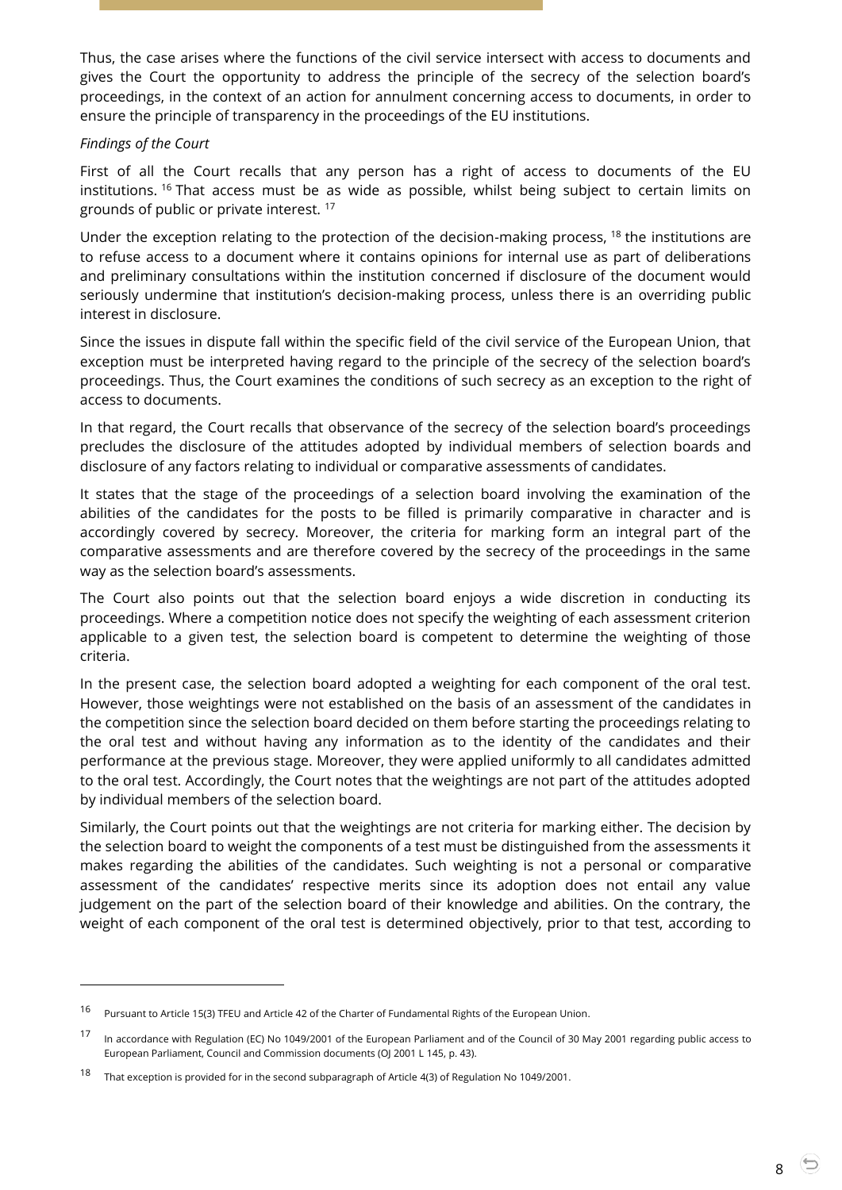Thus, the case arises where the functions of the civil service intersect with access to documents and gives the Court the opportunity to address the principle of the secrecy of the selection board's proceedings, in the context of an action for annulment concerning access to documents, in order to ensure the principle of transparency in the proceedings of the EU institutions.

*Findings of the Court*

First of all the Court recalls that any person has a right of access to documents of the EU institutions. [16] That access must be as wide as possible, whilst being subject to certain limits on grounds of public or private interest. [17]

Under the exception relating to the protection of the decision-making process, [18] the institutions are to refuse access to a document where it contains opinions for internal use as part of deliberations and preliminary consultations within the institution concerned if disclosure of the document would seriously undermine that institution's decision-making process, unless there is an overriding public interest in disclosure.

Since the issues in dispute fall within the specific field of the civil service of the European Union, that exception must be interpreted having regard to the principle of the secrecy of the selection board's proceedings. Thus, the Court examines the conditions of such secrecy as an exception to the right of access to documents.

In that regard, the Court recalls that observance of the secrecy of the selection board's proceedings precludes the disclosure of the attitudes adopted by individual members of selection boards and disclosure of any factors relating to individual or comparative assessments of candidates.

It states that the stage of the proceedings of a selection board involving the examination of the abilities of the candidates for the posts to be filled is primarily comparative in character and is accordingly covered by secrecy. Moreover, the criteria for marking form an integral part of the comparative assessments and are therefore covered by the secrecy of the proceedings in the same way as the selection board's assessments.

The Court also points out that the selection board enjoys a wide discretion in conducting its proceedings. Where a competition notice does not specify the weighting of each assessment criterion applicable to a given test, the selection board is competent to determine the weighting of those criteria.

In the present case, the selection board adopted a weighting for each component of the oral test. However, those weightings were not established on the basis of an assessment of the candidates in the competition since the selection board decided on them before starting the proceedings relating to the oral test and without having any information as to the identity of the candidates and their performance at the previous stage. Moreover, they were applied uniformly to all candidates admitted to the oral test. Accordingly, the Court notes that the weightings are not part of the attitudes adopted by individual members of the selection board.

Similarly, the Court points out that the weightings are not criteria for marking either. The decision by the selection board to weight the components of a test must be distinguished from the assessments it makes regarding the abilities of the candidates. Such weighting is not a personal or comparative assessment of the candidates' respective merits since its adoption does not entail any value judgement on the part of the selection board of their knowledge and abilities. On the contrary, the weight of each component of the oral test is determined objectively, prior to that test, according to

---

[16] Pursuant to Article 15(3) TFEU and Article 42 of the Charter of Fundamental Rights of the European Union.

[17] In accordance with Regulation (EC) No 1049/2001 of the European Parliament and of the Council of 30 May 2001 regarding public access to European Parliament, Council and Commission documents (OJ 2001 L 145, p. 43).

[18] That exception is provided for in the second subparagraph of Article 4(3) of Regulation No 1049/2001.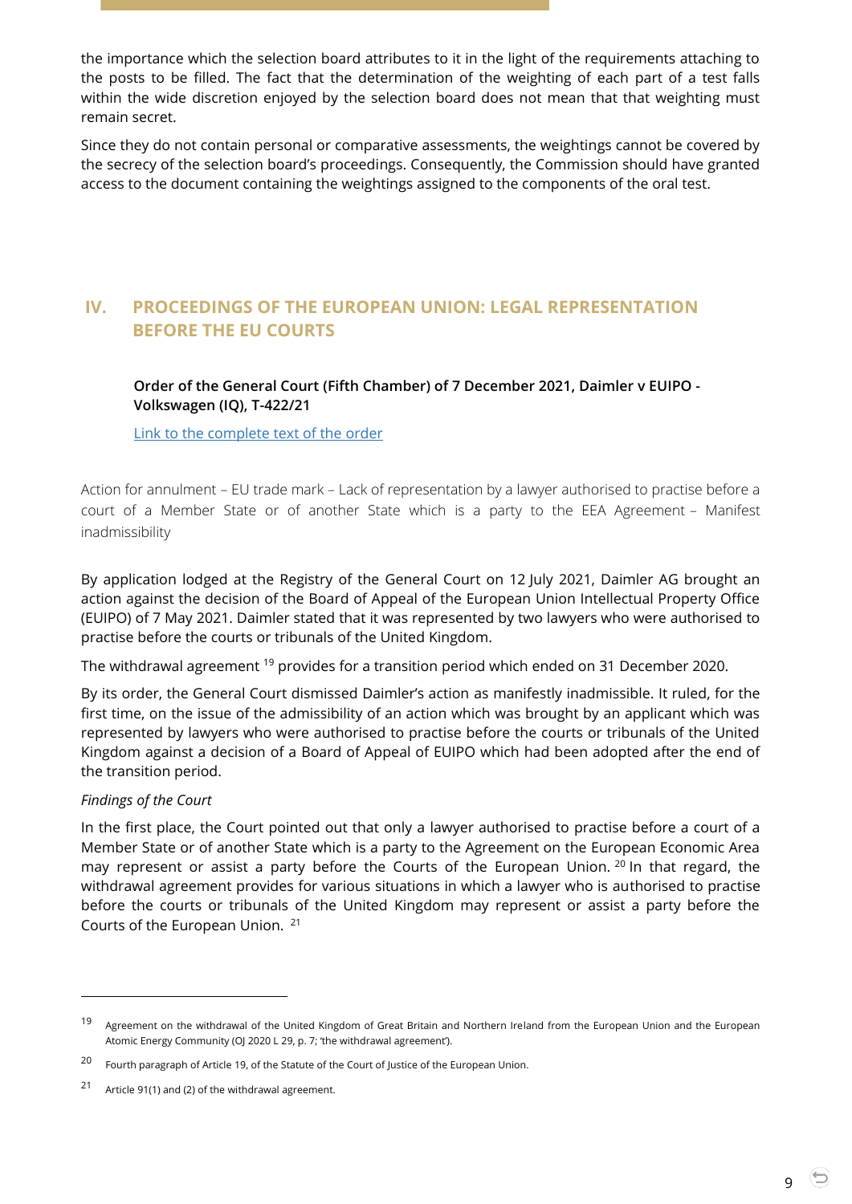the importance which the selection board attributes to it in the light of the requirements attaching to the posts to be filled. The fact that the determination of the weighting of each part of a test falls within the wide discretion enjoyed by the selection board does not mean that that weighting must remain secret.

Since they do not contain personal or comparative assessments, the weightings cannot be covered by the secrecy of the selection board's proceedings. Consequently, the Commission should have granted access to the document containing the weightings assigned to the components of the oral test.

## IV. PROCEEDINGS OF THE EUROPEAN UNION: LEGAL REPRESENTATION BEFORE THE EU COURTS

**Order of the General Court (Fifth Chamber) of 7 December 2021, Daimler v EUIPO - Volkswagen (IQ), T-422/21**

Link to the complete text of the order

Action for annulment – EU trade mark – Lack of representation by a lawyer authorised to practise before a court of a Member State or of another State which is a party to the EEA Agreement – Manifest inadmissibility

By application lodged at the Registry of the General Court on 12 July 2021, Daimler AG brought an action against the decision of the Board of Appeal of the European Union Intellectual Property Office (EUIPO) of 7 May 2021. Daimler stated that it was represented by two lawyers who were authorised to practise before the courts or tribunals of the United Kingdom.

The withdrawal agreement [19] provides for a transition period which ended on 31 December 2020.

By its order, the General Court dismissed Daimler's action as manifestly inadmissible. It ruled, for the first time, on the issue of the admissibility of an action which was brought by an applicant which was represented by lawyers who were authorised to practise before the courts or tribunals of the United Kingdom against a decision of a Board of Appeal of EUIPO which had been adopted after the end of the transition period.

*Findings of the Court*

In the first place, the Court pointed out that only a lawyer authorised to practise before a court of a Member State or of another State which is a party to the Agreement on the European Economic Area may represent or assist a party before the Courts of the European Union. [20] In that regard, the withdrawal agreement provides for various situations in which a lawyer who is authorised to practise before the courts or tribunals of the United Kingdom may represent or assist a party before the Courts of the European Union. [21]

---

[19] Agreement on the withdrawal of the United Kingdom of Great Britain and Northern Ireland from the European Union and the European Atomic Energy Community (OJ 2020 L 29, p. 7; 'the withdrawal agreement').

[20] Fourth paragraph of Article 19, of the Statute of the Court of Justice of the European Union.

[21] Article 91(1) and (2) of the withdrawal agreement.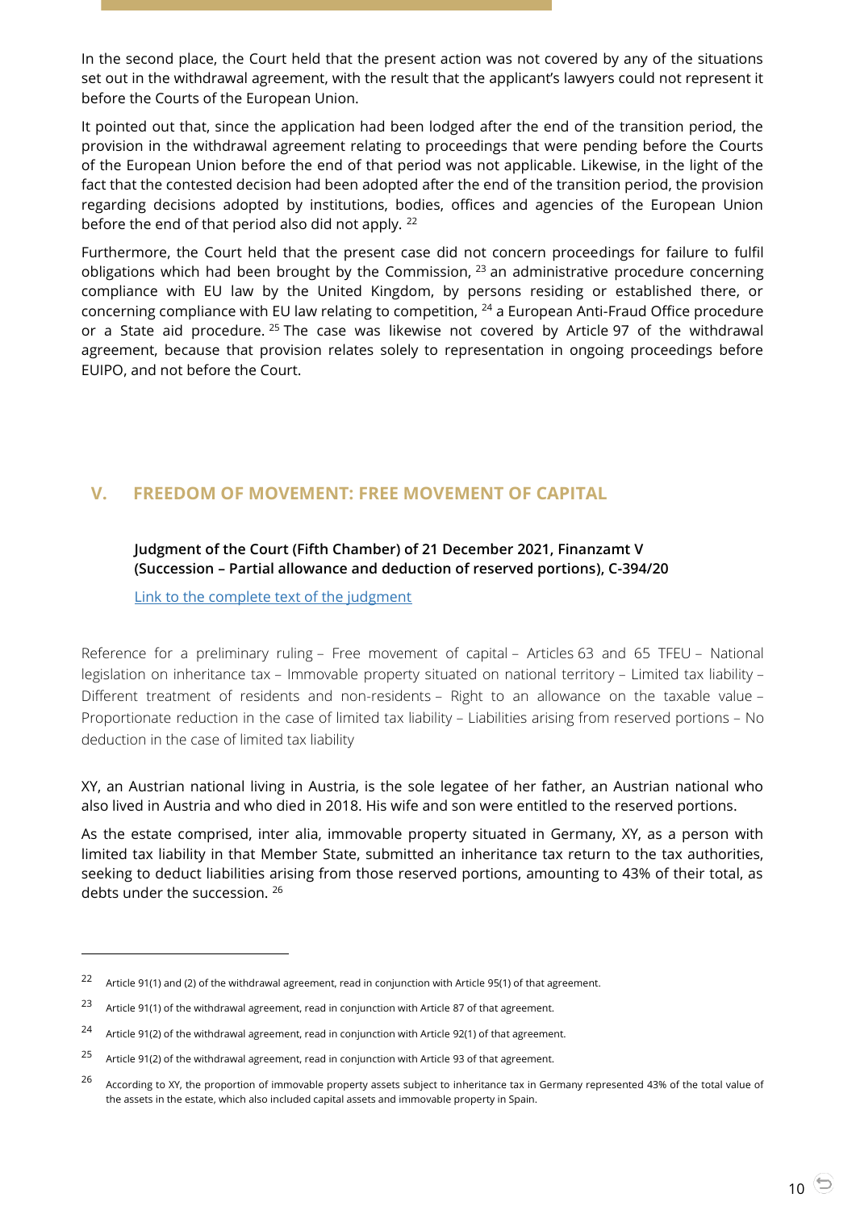In the second place, the Court held that the present action was not covered by any of the situations set out in the withdrawal agreement, with the result that the applicant's lawyers could not represent it before the Courts of the European Union.

It pointed out that, since the application had been lodged after the end of the transition period, the provision in the withdrawal agreement relating to proceedings that were pending before the Courts of the European Union before the end of that period was not applicable. Likewise, in the light of the fact that the contested decision had been adopted after the end of the transition period, the provision regarding decisions adopted by institutions, bodies, offices and agencies of the European Union before the end of that period also did not apply. [22]

Furthermore, the Court held that the present case did not concern proceedings for failure to fulfil obligations which had been brought by the Commission, [23] an administrative procedure concerning compliance with EU law by the United Kingdom, by persons residing or established there, or concerning compliance with EU law relating to competition, [24] a European Anti-Fraud Office procedure or a State aid procedure. [25] The case was likewise not covered by Article 97 of the withdrawal agreement, because that provision relates solely to representation in ongoing proceedings before EUIPO, and not before the Court.

## V. FREEDOM OF MOVEMENT: FREE MOVEMENT OF CAPITAL

**Judgment of the Court (Fifth Chamber) of 21 December 2021, Finanzamt V (Succession – Partial allowance and deduction of reserved portions), C-394/20**

Link to the complete text of the judgment

Reference for a preliminary ruling – Free movement of capital – Articles 63 and 65 TFEU – National legislation on inheritance tax – Immovable property situated on national territory – Limited tax liability – Different treatment of residents and non-residents – Right to an allowance on the taxable value – Proportionate reduction in the case of limited tax liability – Liabilities arising from reserved portions – No deduction in the case of limited tax liability

XY, an Austrian national living in Austria, is the sole legatee of her father, an Austrian national who also lived in Austria and who died in 2018. His wife and son were entitled to the reserved portions.

As the estate comprised, inter alia, immovable property situated in Germany, XY, as a person with limited tax liability in that Member State, submitted an inheritance tax return to the tax authorities, seeking to deduct liabilities arising from those reserved portions, amounting to 43% of their total, as debts under the succession. [26]

---

[22] Article 91(1) and (2) of the withdrawal agreement, read in conjunction with Article 95(1) of that agreement.

[23] Article 91(1) of the withdrawal agreement, read in conjunction with Article 87 of that agreement.

[24] Article 91(2) of the withdrawal agreement, read in conjunction with Article 92(1) of that agreement.

[25] Article 91(2) of the withdrawal agreement, read in conjunction with Article 93 of that agreement.

[26] According to XY, the proportion of immovable property assets subject to inheritance tax in Germany represented 43% of the total value of the assets in the estate, which also included capital assets and immovable property in Spain.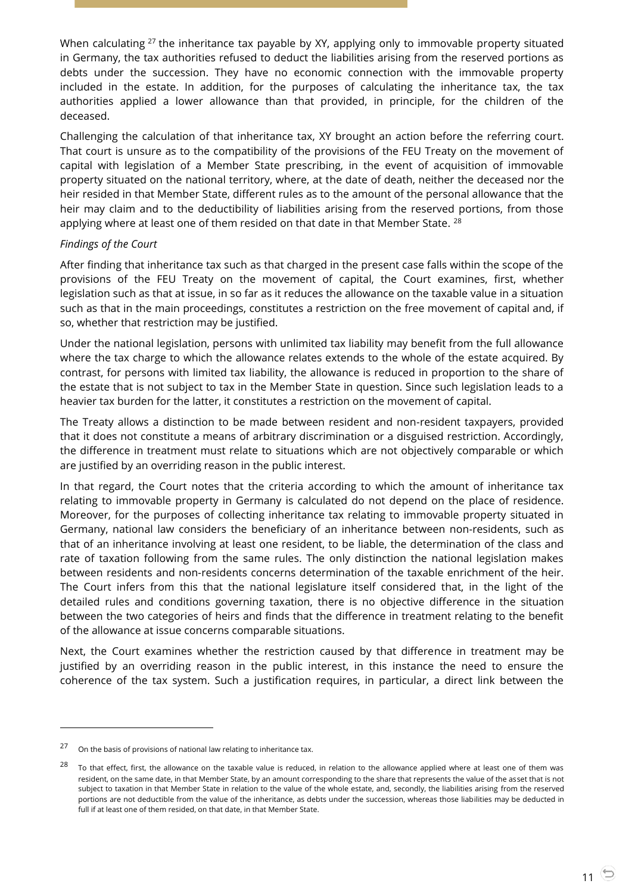When calculating [27] the inheritance tax payable by XY, applying only to immovable property situated in Germany, the tax authorities refused to deduct the liabilities arising from the reserved portions as debts under the succession. They have no economic connection with the immovable property included in the estate. In addition, for the purposes of calculating the inheritance tax, the tax authorities applied a lower allowance than that provided, in principle, for the children of the deceased.

Challenging the calculation of that inheritance tax, XY brought an action before the referring court. That court is unsure as to the compatibility of the provisions of the FEU Treaty on the movement of capital with legislation of a Member State prescribing, in the event of acquisition of immovable property situated on the national territory, where, at the date of death, neither the deceased nor the heir resided in that Member State, different rules as to the amount of the personal allowance that the heir may claim and to the deductibility of liabilities arising from the reserved portions, from those applying where at least one of them resided on that date in that Member State. [28]

*Findings of the Court*

After finding that inheritance tax such as that charged in the present case falls within the scope of the provisions of the FEU Treaty on the movement of capital, the Court examines, first, whether legislation such as that at issue, in so far as it reduces the allowance on the taxable value in a situation such as that in the main proceedings, constitutes a restriction on the free movement of capital and, if so, whether that restriction may be justified.

Under the national legislation, persons with unlimited tax liability may benefit from the full allowance where the tax charge to which the allowance relates extends to the whole of the estate acquired. By contrast, for persons with limited tax liability, the allowance is reduced in proportion to the share of the estate that is not subject to tax in the Member State in question. Since such legislation leads to a heavier tax burden for the latter, it constitutes a restriction on the movement of capital.

The Treaty allows a distinction to be made between resident and non-resident taxpayers, provided that it does not constitute a means of arbitrary discrimination or a disguised restriction. Accordingly, the difference in treatment must relate to situations which are not objectively comparable or which are justified by an overriding reason in the public interest.

In that regard, the Court notes that the criteria according to which the amount of inheritance tax relating to immovable property in Germany is calculated do not depend on the place of residence. Moreover, for the purposes of collecting inheritance tax relating to immovable property situated in Germany, national law considers the beneficiary of an inheritance between non-residents, such as that of an inheritance involving at least one resident, to be liable, the determination of the class and rate of taxation following from the same rules. The only distinction the national legislation makes between residents and non-residents concerns determination of the taxable enrichment of the heir. The Court infers from this that the national legislature itself considered that, in the light of the detailed rules and conditions governing taxation, there is no objective difference in the situation between the two categories of heirs and finds that the difference in treatment relating to the benefit of the allowance at issue concerns comparable situations.

Next, the Court examines whether the restriction caused by that difference in treatment may be justified by an overriding reason in the public interest, in this instance the need to ensure the coherence of the tax system. Such a justification requires, in particular, a direct link between the

---

[27] On the basis of provisions of national law relating to inheritance tax.

[28] To that effect, first, the allowance on the taxable value is reduced, in relation to the allowance applied where at least one of them was resident, on the same date, in that Member State, by an amount corresponding to the share that represents the value of the asset that is not subject to taxation in that Member State in relation to the value of the whole estate, and, secondly, the liabilities arising from the reserved portions are not deductible from the value of the inheritance, as debts under the succession, whereas those liabilities may be deducted in full if at least one of them resided, on that date, in that Member State.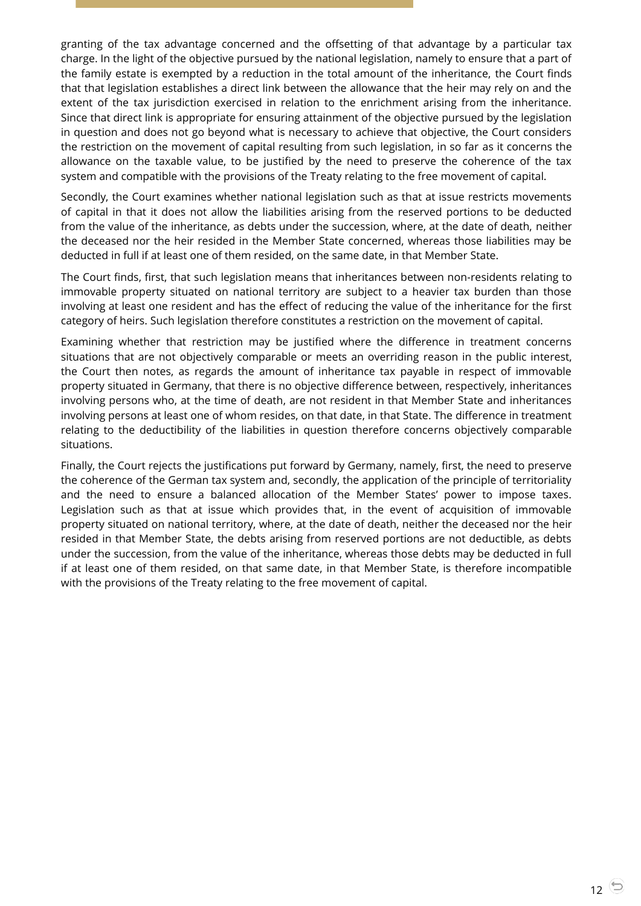granting of the tax advantage concerned and the offsetting of that advantage by a particular tax charge. In the light of the objective pursued by the national legislation, namely to ensure that a part of the family estate is exempted by a reduction in the total amount of the inheritance, the Court finds that that legislation establishes a direct link between the allowance that the heir may rely on and the extent of the tax jurisdiction exercised in relation to the enrichment arising from the inheritance. Since that direct link is appropriate for ensuring attainment of the objective pursued by the legislation in question and does not go beyond what is necessary to achieve that objective, the Court considers the restriction on the movement of capital resulting from such legislation, in so far as it concerns the allowance on the taxable value, to be justified by the need to preserve the coherence of the tax system and compatible with the provisions of the Treaty relating to the free movement of capital.

Secondly, the Court examines whether national legislation such as that at issue restricts movements of capital in that it does not allow the liabilities arising from the reserved portions to be deducted from the value of the inheritance, as debts under the succession, where, at the date of death, neither the deceased nor the heir resided in the Member State concerned, whereas those liabilities may be deducted in full if at least one of them resided, on the same date, in that Member State.

The Court finds, first, that such legislation means that inheritances between non-residents relating to immovable property situated on national territory are subject to a heavier tax burden than those involving at least one resident and has the effect of reducing the value of the inheritance for the first category of heirs. Such legislation therefore constitutes a restriction on the movement of capital.

Examining whether that restriction may be justified where the difference in treatment concerns situations that are not objectively comparable or meets an overriding reason in the public interest, the Court then notes, as regards the amount of inheritance tax payable in respect of immovable property situated in Germany, that there is no objective difference between, respectively, inheritances involving persons who, at the time of death, are not resident in that Member State and inheritances involving persons at least one of whom resides, on that date, in that State. The difference in treatment relating to the deductibility of the liabilities in question therefore concerns objectively comparable situations.

Finally, the Court rejects the justifications put forward by Germany, namely, first, the need to preserve the coherence of the German tax system and, secondly, the application of the principle of territoriality and the need to ensure a balanced allocation of the Member States' power to impose taxes. Legislation such as that at issue which provides that, in the event of acquisition of immovable property situated on national territory, where, at the date of death, neither the deceased nor the heir resided in that Member State, the debts arising from reserved portions are not deductible, as debts under the succession, from the value of the inheritance, whereas those debts may be deducted in full if at least one of them resided, on that same date, in that Member State, is therefore incompatible with the provisions of the Treaty relating to the free movement of capital.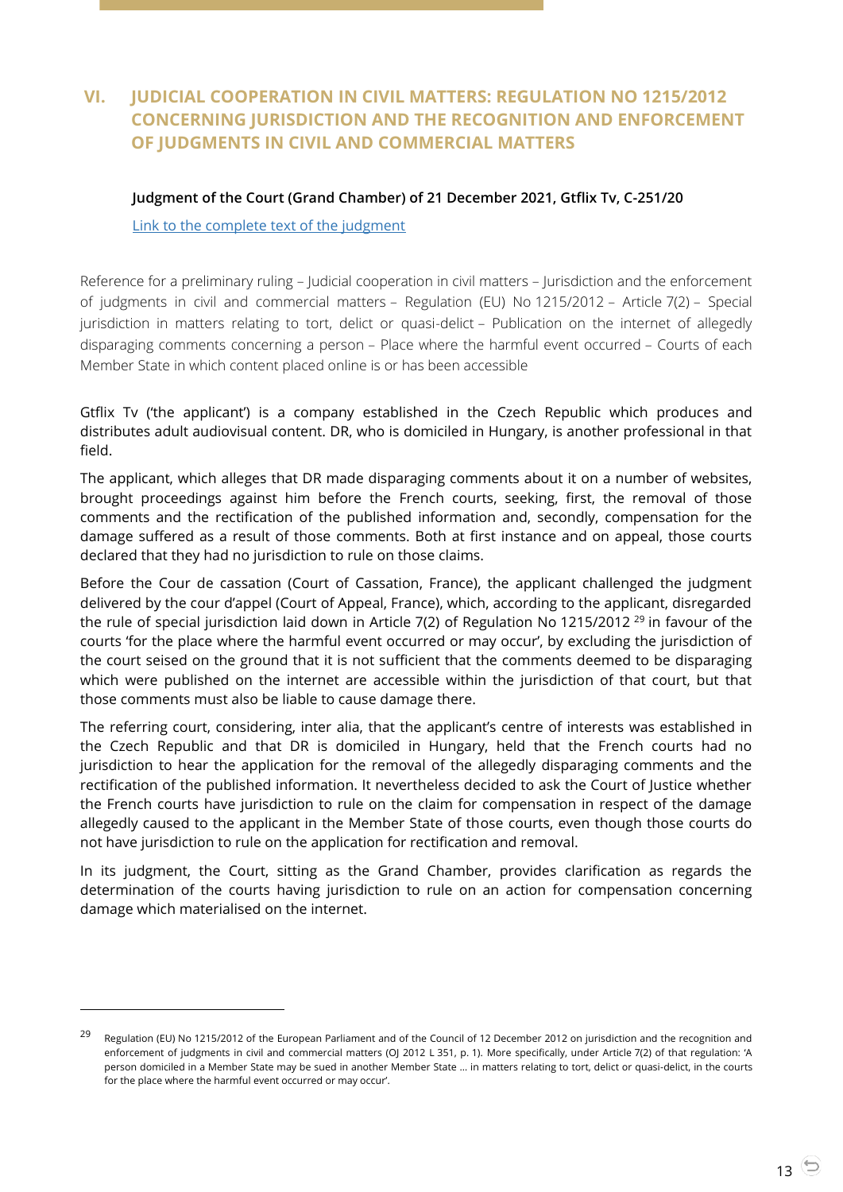## VI. JUDICIAL COOPERATION IN CIVIL MATTERS: REGULATION NO 1215/2012 CONCERNING JURISDICTION AND THE RECOGNITION AND ENFORCEMENT OF JUDGMENTS IN CIVIL AND COMMERCIAL MATTERS

### Judgment of the Court (Grand Chamber) of 21 December 2021, Gtflix Tv, C-251/20

Link to the complete text of the judgment

Reference for a preliminary ruling – Judicial cooperation in civil matters – Jurisdiction and the enforcement of judgments in civil and commercial matters – Regulation (EU) No 1215/2012 – Article 7(2) – Special jurisdiction in matters relating to tort, delict or quasi-delict – Publication on the internet of allegedly disparaging comments concerning a person – Place where the harmful event occurred – Courts of each Member State in which content placed online is or has been accessible

Gtflix Tv ('the applicant') is a company established in the Czech Republic which produces and distributes adult audiovisual content. DR, who is domiciled in Hungary, is another professional in that field.

The applicant, which alleges that DR made disparaging comments about it on a number of websites, brought proceedings against him before the French courts, seeking, first, the removal of those comments and the rectification of the published information and, secondly, compensation for the damage suffered as a result of those comments. Both at first instance and on appeal, those courts declared that they had no jurisdiction to rule on those claims.

Before the Cour de cassation (Court of Cassation, France), the applicant challenged the judgment delivered by the cour d'appel (Court of Appeal, France), which, according to the applicant, disregarded the rule of special jurisdiction laid down in Article 7(2) of Regulation No 1215/2012 [29] in favour of the courts 'for the place where the harmful event occurred or may occur', by excluding the jurisdiction of the court seised on the ground that it is not sufficient that the comments deemed to be disparaging which were published on the internet are accessible within the jurisdiction of that court, but that those comments must also be liable to cause damage there.

The referring court, considering, inter alia, that the applicant's centre of interests was established in the Czech Republic and that DR is domiciled in Hungary, held that the French courts had no jurisdiction to hear the application for the removal of the allegedly disparaging comments and the rectification of the published information. It nevertheless decided to ask the Court of Justice whether the French courts have jurisdiction to rule on the claim for compensation in respect of the damage allegedly caused to the applicant in the Member State of those courts, even though those courts do not have jurisdiction to rule on the application for rectification and removal.

In its judgment, the Court, sitting as the Grand Chamber, provides clarification as regards the determination of the courts having jurisdiction to rule on an action for compensation concerning damage which materialised on the internet.

---

[29] Regulation (EU) No 1215/2012 of the European Parliament and of the Council of 12 December 2012 on jurisdiction and the recognition and enforcement of judgments in civil and commercial matters (OJ 2012 L 351, p. 1). More specifically, under Article 7(2) of that regulation: 'A person domiciled in a Member State may be sued in another Member State … in matters relating to tort, delict or quasi-delict, in the courts for the place where the harmful event occurred or may occur'.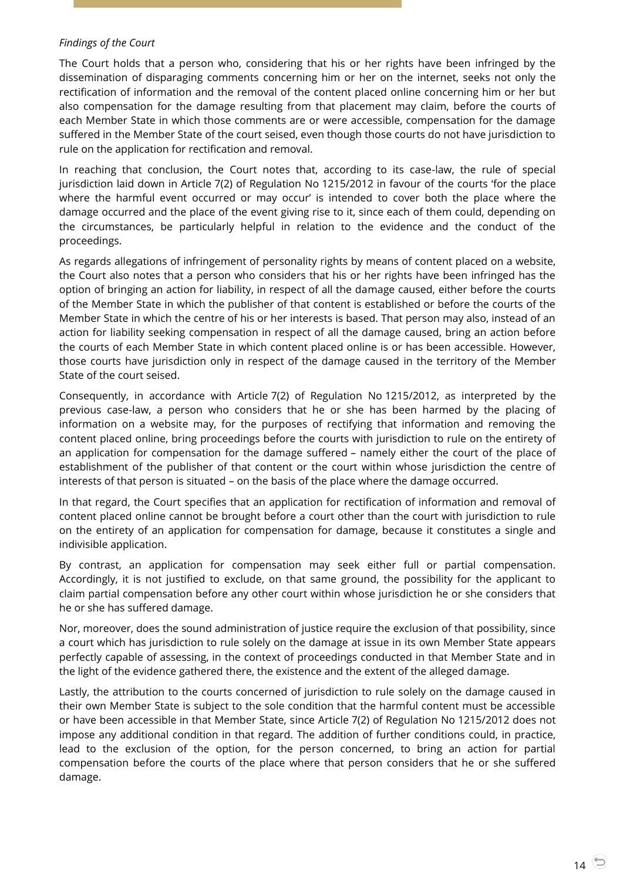*Findings of the Court*

The Court holds that a person who, considering that his or her rights have been infringed by the dissemination of disparaging comments concerning him or her on the internet, seeks not only the rectification of information and the removal of the content placed online concerning him or her but also compensation for the damage resulting from that placement may claim, before the courts of each Member State in which those comments are or were accessible, compensation for the damage suffered in the Member State of the court seised, even though those courts do not have jurisdiction to rule on the application for rectification and removal.

In reaching that conclusion, the Court notes that, according to its case-law, the rule of special jurisdiction laid down in Article 7(2) of Regulation No 1215/2012 in favour of the courts 'for the place where the harmful event occurred or may occur' is intended to cover both the place where the damage occurred and the place of the event giving rise to it, since each of them could, depending on the circumstances, be particularly helpful in relation to the evidence and the conduct of the proceedings.

As regards allegations of infringement of personality rights by means of content placed on a website, the Court also notes that a person who considers that his or her rights have been infringed has the option of bringing an action for liability, in respect of all the damage caused, either before the courts of the Member State in which the publisher of that content is established or before the courts of the Member State in which the centre of his or her interests is based. That person may also, instead of an action for liability seeking compensation in respect of all the damage caused, bring an action before the courts of each Member State in which content placed online is or has been accessible. However, those courts have jurisdiction only in respect of the damage caused in the territory of the Member State of the court seised.

Consequently, in accordance with Article 7(2) of Regulation No 1215/2012, as interpreted by the previous case-law, a person who considers that he or she has been harmed by the placing of information on a website may, for the purposes of rectifying that information and removing the content placed online, bring proceedings before the courts with jurisdiction to rule on the entirety of an application for compensation for the damage suffered – namely either the court of the place of establishment of the publisher of that content or the court within whose jurisdiction the centre of interests of that person is situated – on the basis of the place where the damage occurred.

In that regard, the Court specifies that an application for rectification of information and removal of content placed online cannot be brought before a court other than the court with jurisdiction to rule on the entirety of an application for compensation for damage, because it constitutes a single and indivisible application.

By contrast, an application for compensation may seek either full or partial compensation. Accordingly, it is not justified to exclude, on that same ground, the possibility for the applicant to claim partial compensation before any other court within whose jurisdiction he or she considers that he or she has suffered damage.

Nor, moreover, does the sound administration of justice require the exclusion of that possibility, since a court which has jurisdiction to rule solely on the damage at issue in its own Member State appears perfectly capable of assessing, in the context of proceedings conducted in that Member State and in the light of the evidence gathered there, the existence and the extent of the alleged damage.

Lastly, the attribution to the courts concerned of jurisdiction to rule solely on the damage caused in their own Member State is subject to the sole condition that the harmful content must be accessible or have been accessible in that Member State, since Article 7(2) of Regulation No 1215/2012 does not impose any additional condition in that regard. The addition of further conditions could, in practice, lead to the exclusion of the option, for the person concerned, to bring an action for partial compensation before the courts of the place where that person considers that he or she suffered damage.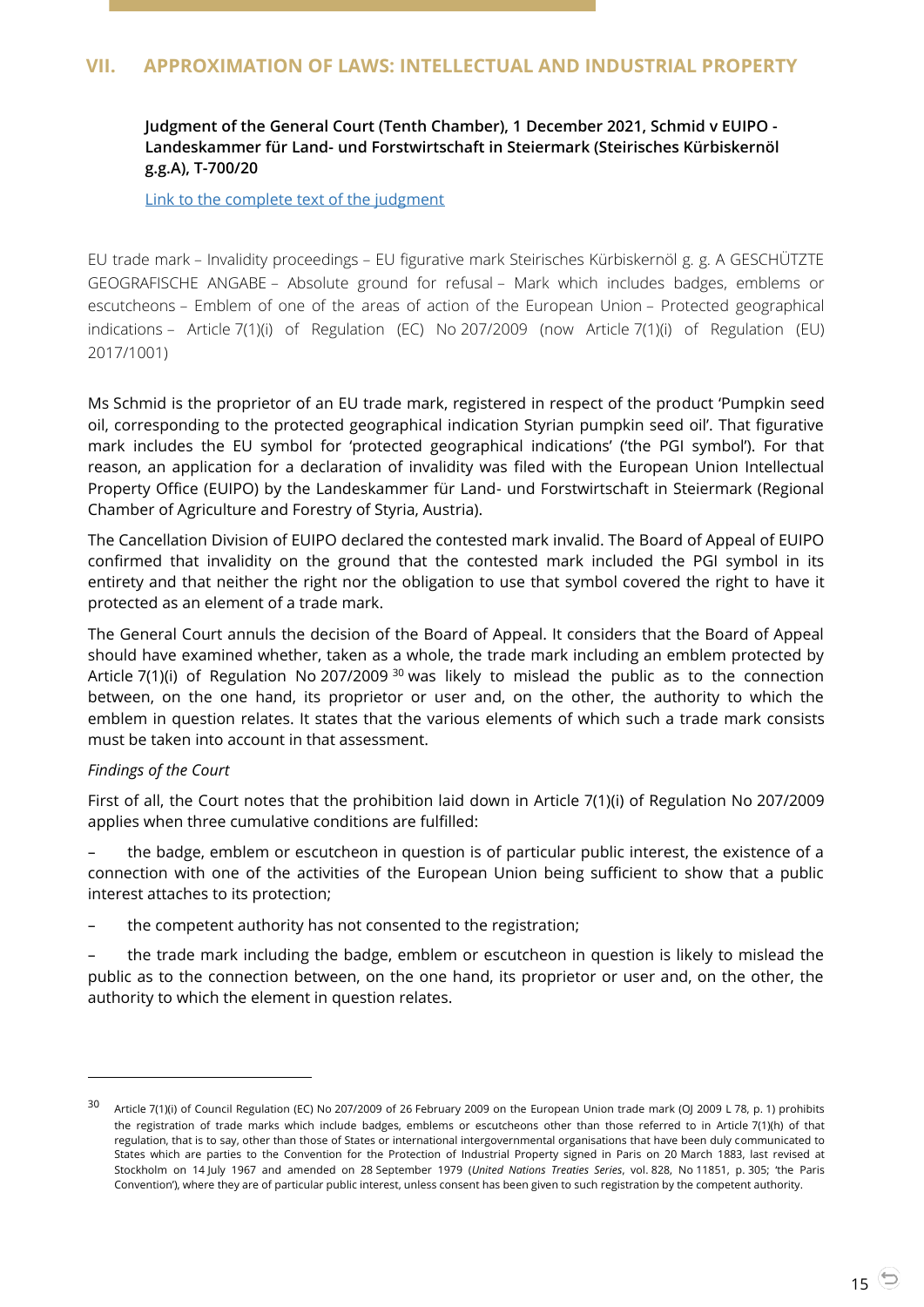## VII. APPROXIMATION OF LAWS: INTELLECTUAL AND INDUSTRIAL PROPERTY

**Judgment of the General Court (Tenth Chamber), 1 December 2021, Schmid v EUIPO - Landeskammer für Land- und Forstwirtschaft in Steiermark (Steirisches Kürbiskernöl g.g.A), T-700/20**

Link to the complete text of the judgment

EU trade mark – Invalidity proceedings – EU figurative mark Steirisches Kürbiskernöl g. g. A GESCHÜTZTE GEOGRAFISCHE ANGABE – Absolute ground for refusal – Mark which includes badges, emblems or escutcheons – Emblem of one of the areas of action of the European Union – Protected geographical indications – Article 7(1)(i) of Regulation (EC) No 207/2009 (now Article 7(1)(i) of Regulation (EU) 2017/1001)

Ms Schmid is the proprietor of an EU trade mark, registered in respect of the product 'Pumpkin seed oil, corresponding to the protected geographical indication Styrian pumpkin seed oil'. That figurative mark includes the EU symbol for 'protected geographical indications' ('the PGI symbol'). For that reason, an application for a declaration of invalidity was filed with the European Union Intellectual Property Office (EUIPO) by the Landeskammer für Land- und Forstwirtschaft in Steiermark (Regional Chamber of Agriculture and Forestry of Styria, Austria).

The Cancellation Division of EUIPO declared the contested mark invalid. The Board of Appeal of EUIPO confirmed that invalidity on the ground that the contested mark included the PGI symbol in its entirety and that neither the right nor the obligation to use that symbol covered the right to have it protected as an element of a trade mark.

The General Court annuls the decision of the Board of Appeal. It considers that the Board of Appeal should have examined whether, taken as a whole, the trade mark including an emblem protected by Article 7(1)(i) of Regulation No 207/2009 [30] was likely to mislead the public as to the connection between, on the one hand, its proprietor or user and, on the other, the authority to which the emblem in question relates. It states that the various elements of which such a trade mark consists must be taken into account in that assessment.

*Findings of the Court*

First of all, the Court notes that the prohibition laid down in Article 7(1)(i) of Regulation No 207/2009 applies when three cumulative conditions are fulfilled:

– the badge, emblem or escutcheon in question is of particular public interest, the existence of a connection with one of the activities of the European Union being sufficient to show that a public interest attaches to its protection;

– the competent authority has not consented to the registration;

– the trade mark including the badge, emblem or escutcheon in question is likely to mislead the public as to the connection between, on the one hand, its proprietor or user and, on the other, the authority to which the element in question relates.

---

[30] Article 7(1)(i) of Council Regulation (EC) No 207/2009 of 26 February 2009 on the European Union trade mark (OJ 2009 L 78, p. 1) prohibits the registration of trade marks which include badges, emblems or escutcheons other than those referred to in Article 7(1)(h) of that regulation, that is to say, other than those of States or international intergovernmental organisations that have been duly communicated to States which are parties to the Convention for the Protection of Industrial Property signed in Paris on 20 March 1883, last revised at Stockholm on 14 July 1967 and amended on 28 September 1979 (*United Nations Treaties Series*, vol. 828, No 11851, p. 305; 'the Paris Convention'), where they are of particular public interest, unless consent has been given to such registration by the competent authority.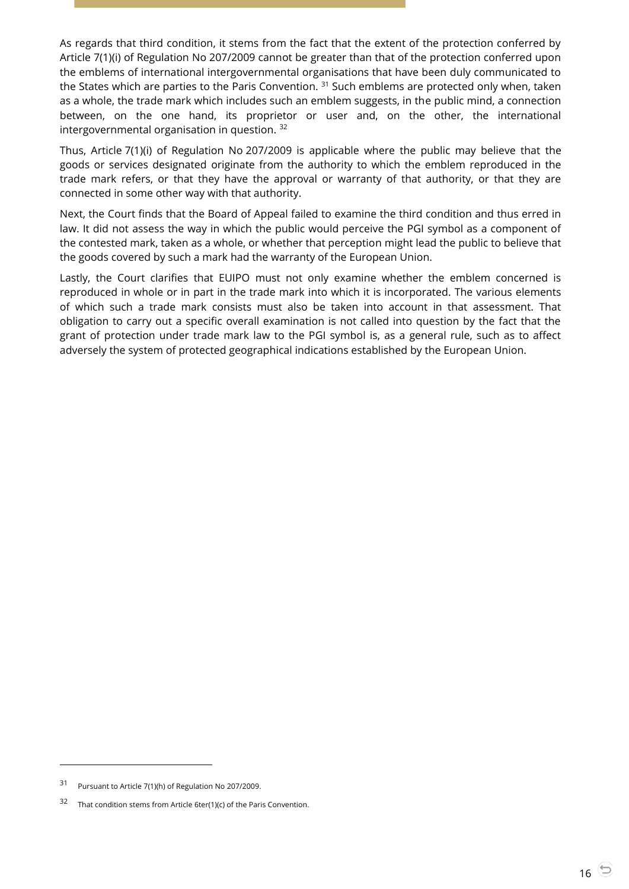As regards that third condition, it stems from the fact that the extent of the protection conferred by Article 7(1)(i) of Regulation No 207/2009 cannot be greater than that of the protection conferred upon the emblems of international intergovernmental organisations that have been duly communicated to the States which are parties to the Paris Convention. [31] Such emblems are protected only when, taken as a whole, the trade mark which includes such an emblem suggests, in the public mind, a connection between, on the one hand, its proprietor or user and, on the other, the international intergovernmental organisation in question. [32]

Thus, Article 7(1)(i) of Regulation No 207/2009 is applicable where the public may believe that the goods or services designated originate from the authority to which the emblem reproduced in the trade mark refers, or that they have the approval or warranty of that authority, or that they are connected in some other way with that authority.

Next, the Court finds that the Board of Appeal failed to examine the third condition and thus erred in law. It did not assess the way in which the public would perceive the PGI symbol as a component of the contested mark, taken as a whole, or whether that perception might lead the public to believe that the goods covered by such a mark had the warranty of the European Union.

Lastly, the Court clarifies that EUIPO must not only examine whether the emblem concerned is reproduced in whole or in part in the trade mark into which it is incorporated. The various elements of which such a trade mark consists must also be taken into account in that assessment. That obligation to carry out a specific overall examination is not called into question by the fact that the grant of protection under trade mark law to the PGI symbol is, as a general rule, such as to affect adversely the system of protected geographical indications established by the European Union.

---

[31] Pursuant to Article 7(1)(h) of Regulation No 207/2009.

[32] That condition stems from Article 6ter(1)(c) of the Paris Convention.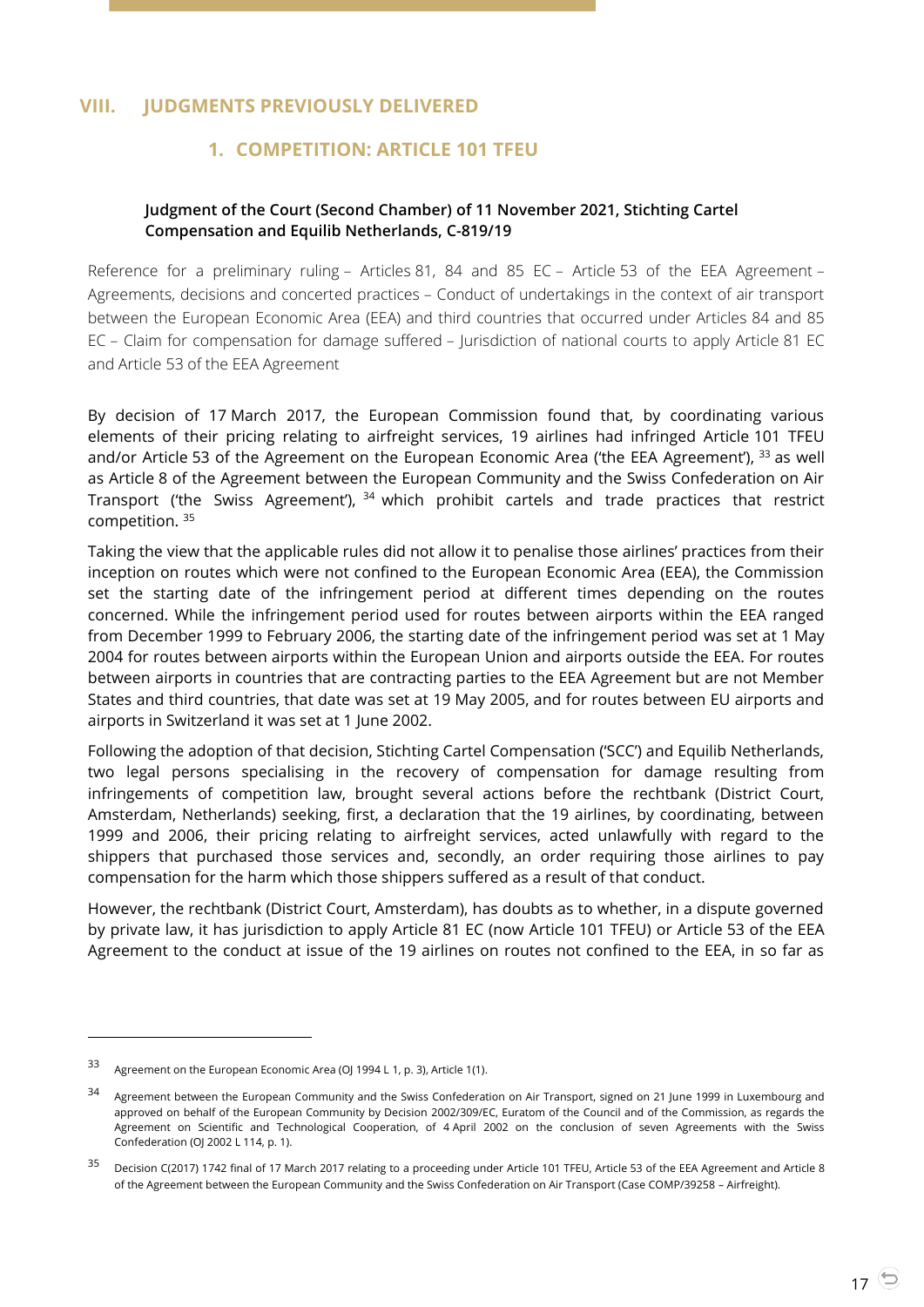# VIII. JUDGMENTS PREVIOUSLY DELIVERED

## 1. COMPETITION: ARTICLE 101 TFEU

### Judgment of the Court (Second Chamber) of 11 November 2021, Stichting Cartel Compensation and Equilib Netherlands, C-819/19

Reference for a preliminary ruling – Articles 81, 84 and 85 EC – Article 53 of the EEA Agreement – Agreements, decisions and concerted practices – Conduct of undertakings in the context of air transport between the European Economic Area (EEA) and third countries that occurred under Articles 84 and 85 EC – Claim for compensation for damage suffered – Jurisdiction of national courts to apply Article 81 EC and Article 53 of the EEA Agreement

By decision of 17 March 2017, the European Commission found that, by coordinating various elements of their pricing relating to airfreight services, 19 airlines had infringed Article 101 TFEU and/or Article 53 of the Agreement on the European Economic Area ('the EEA Agreement'), [33] as well as Article 8 of the Agreement between the European Community and the Swiss Confederation on Air Transport ('the Swiss Agreement'), [34] which prohibit cartels and trade practices that restrict competition. [35]

Taking the view that the applicable rules did not allow it to penalise those airlines' practices from their inception on routes which were not confined to the European Economic Area (EEA), the Commission set the starting date of the infringement period at different times depending on the routes concerned. While the infringement period used for routes between airports within the EEA ranged from December 1999 to February 2006, the starting date of the infringement period was set at 1 May 2004 for routes between airports within the European Union and airports outside the EEA. For routes between airports in countries that are contracting parties to the EEA Agreement but are not Member States and third countries, that date was set at 19 May 2005, and for routes between EU airports and airports in Switzerland it was set at 1 June 2002.

Following the adoption of that decision, Stichting Cartel Compensation ('SCC') and Equilib Netherlands, two legal persons specialising in the recovery of compensation for damage resulting from infringements of competition law, brought several actions before the rechtbank (District Court, Amsterdam, Netherlands) seeking, first, a declaration that the 19 airlines, by coordinating, between 1999 and 2006, their pricing relating to airfreight services, acted unlawfully with regard to the shippers that purchased those services and, secondly, an order requiring those airlines to pay compensation for the harm which those shippers suffered as a result of that conduct.

However, the rechtbank (District Court, Amsterdam), has doubts as to whether, in a dispute governed by private law, it has jurisdiction to apply Article 81 EC (now Article 101 TFEU) or Article 53 of the EEA Agreement to the conduct at issue of the 19 airlines on routes not confined to the EEA, in so far as

---

[33] Agreement on the European Economic Area (OJ 1994 L 1, p. 3), Article 1(1).

[34] Agreement between the European Community and the Swiss Confederation on Air Transport, signed on 21 June 1999 in Luxembourg and approved on behalf of the European Community by Decision 2002/309/EC, Euratom of the Council and of the Commission, as regards the Agreement on Scientific and Technological Cooperation, of 4 April 2002 on the conclusion of seven Agreements with the Swiss Confederation (OJ 2002 L 114, p. 1).

[35] Decision C(2017) 1742 final of 17 March 2017 relating to a proceeding under Article 101 TFEU, Article 53 of the EEA Agreement and Article 8 of the Agreement between the European Community and the Swiss Confederation on Air Transport (Case COMP/39258 – Airfreight).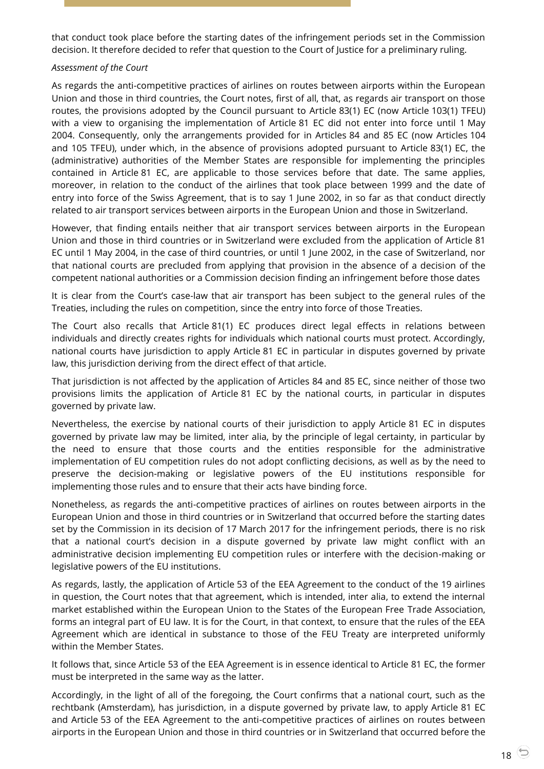that conduct took place before the starting dates of the infringement periods set in the Commission decision. It therefore decided to refer that question to the Court of Justice for a preliminary ruling.

*Assessment of the Court*

As regards the anti-competitive practices of airlines on routes between airports within the European Union and those in third countries, the Court notes, first of all, that, as regards air transport on those routes, the provisions adopted by the Council pursuant to Article 83(1) EC (now Article 103(1) TFEU) with a view to organising the implementation of Article 81 EC did not enter into force until 1 May 2004. Consequently, only the arrangements provided for in Articles 84 and 85 EC (now Articles 104 and 105 TFEU), under which, in the absence of provisions adopted pursuant to Article 83(1) EC, the (administrative) authorities of the Member States are responsible for implementing the principles contained in Article 81 EC, are applicable to those services before that date. The same applies, moreover, in relation to the conduct of the airlines that took place between 1999 and the date of entry into force of the Swiss Agreement, that is to say 1 June 2002, in so far as that conduct directly related to air transport services between airports in the European Union and those in Switzerland.

However, that finding entails neither that air transport services between airports in the European Union and those in third countries or in Switzerland were excluded from the application of Article 81 EC until 1 May 2004, in the case of third countries, or until 1 June 2002, in the case of Switzerland, nor that national courts are precluded from applying that provision in the absence of a decision of the competent national authorities or a Commission decision finding an infringement before those dates

It is clear from the Court's case-law that air transport has been subject to the general rules of the Treaties, including the rules on competition, since the entry into force of those Treaties.

The Court also recalls that Article 81(1) EC produces direct legal effects in relations between individuals and directly creates rights for individuals which national courts must protect. Accordingly, national courts have jurisdiction to apply Article 81 EC in particular in disputes governed by private law, this jurisdiction deriving from the direct effect of that article.

That jurisdiction is not affected by the application of Articles 84 and 85 EC, since neither of those two provisions limits the application of Article 81 EC by the national courts, in particular in disputes governed by private law.

Nevertheless, the exercise by national courts of their jurisdiction to apply Article 81 EC in disputes governed by private law may be limited, inter alia, by the principle of legal certainty, in particular by the need to ensure that those courts and the entities responsible for the administrative implementation of EU competition rules do not adopt conflicting decisions, as well as by the need to preserve the decision-making or legislative powers of the EU institutions responsible for implementing those rules and to ensure that their acts have binding force.

Nonetheless, as regards the anti-competitive practices of airlines on routes between airports in the European Union and those in third countries or in Switzerland that occurred before the starting dates set by the Commission in its decision of 17 March 2017 for the infringement periods, there is no risk that a national court's decision in a dispute governed by private law might conflict with an administrative decision implementing EU competition rules or interfere with the decision-making or legislative powers of the EU institutions.

As regards, lastly, the application of Article 53 of the EEA Agreement to the conduct of the 19 airlines in question, the Court notes that that agreement, which is intended, inter alia, to extend the internal market established within the European Union to the States of the European Free Trade Association, forms an integral part of EU law. It is for the Court, in that context, to ensure that the rules of the EEA Agreement which are identical in substance to those of the FEU Treaty are interpreted uniformly within the Member States.

It follows that, since Article 53 of the EEA Agreement is in essence identical to Article 81 EC, the former must be interpreted in the same way as the latter.

Accordingly, in the light of all of the foregoing, the Court confirms that a national court, such as the rechtbank (Amsterdam), has jurisdiction, in a dispute governed by private law, to apply Article 81 EC and Article 53 of the EEA Agreement to the anti-competitive practices of airlines on routes between airports in the European Union and those in third countries or in Switzerland that occurred before the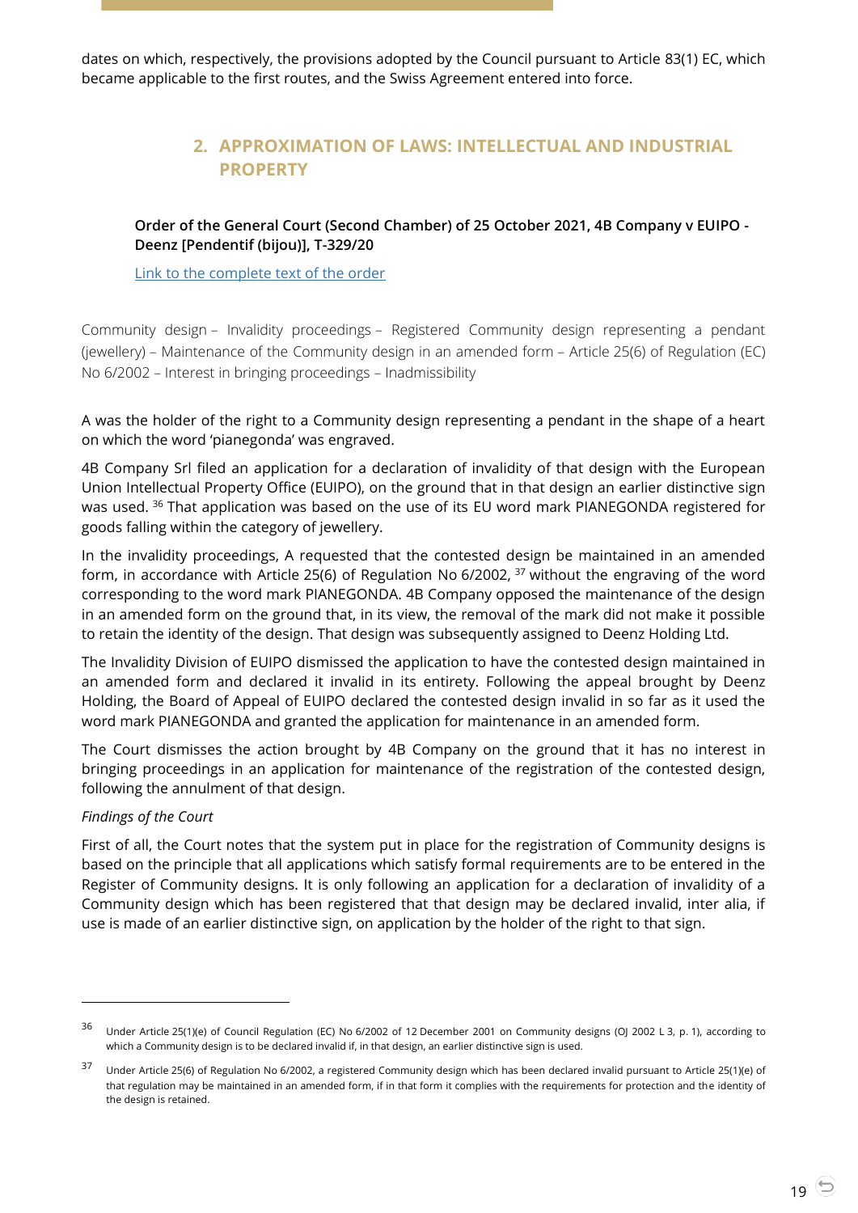dates on which, respectively, the provisions adopted by the Council pursuant to Article 83(1) EC, which became applicable to the first routes, and the Swiss Agreement entered into force.

## 2. APPROXIMATION OF LAWS: INTELLECTUAL AND INDUSTRIAL PROPERTY

**Order of the General Court (Second Chamber) of 25 October 2021, 4B Company v EUIPO - Deenz [Pendentif (bijou)], T-329/20**

Link to the complete text of the order

Community design – Invalidity proceedings – Registered Community design representing a pendant (jewellery) – Maintenance of the Community design in an amended form – Article 25(6) of Regulation (EC) No 6/2002 – Interest in bringing proceedings – Inadmissibility

A was the holder of the right to a Community design representing a pendant in the shape of a heart on which the word 'pianegonda' was engraved.

4B Company Srl filed an application for a declaration of invalidity of that design with the European Union Intellectual Property Office (EUIPO), on the ground that in that design an earlier distinctive sign was used. [36] That application was based on the use of its EU word mark PIANEGONDA registered for goods falling within the category of jewellery.

In the invalidity proceedings, A requested that the contested design be maintained in an amended form, in accordance with Article 25(6) of Regulation No 6/2002, [37] without the engraving of the word corresponding to the word mark PIANEGONDA. 4B Company opposed the maintenance of the design in an amended form on the ground that, in its view, the removal of the mark did not make it possible to retain the identity of the design. That design was subsequently assigned to Deenz Holding Ltd.

The Invalidity Division of EUIPO dismissed the application to have the contested design maintained in an amended form and declared it invalid in its entirety. Following the appeal brought by Deenz Holding, the Board of Appeal of EUIPO declared the contested design invalid in so far as it used the word mark PIANEGONDA and granted the application for maintenance in an amended form.

The Court dismisses the action brought by 4B Company on the ground that it has no interest in bringing proceedings in an application for maintenance of the registration of the contested design, following the annulment of that design.

*Findings of the Court*

First of all, the Court notes that the system put in place for the registration of Community designs is based on the principle that all applications which satisfy formal requirements are to be entered in the Register of Community designs. It is only following an application for a declaration of invalidity of a Community design which has been registered that that design may be declared invalid, inter alia, if use is made of an earlier distinctive sign, on application by the holder of the right to that sign.

---

[36] Under Article 25(1)(e) of Council Regulation (EC) No 6/2002 of 12 December 2001 on Community designs (OJ 2002 L 3, p. 1), according to which a Community design is to be declared invalid if, in that design, an earlier distinctive sign is used.

[37] Under Article 25(6) of Regulation No 6/2002, a registered Community design which has been declared invalid pursuant to Article 25(1)(e) of that regulation may be maintained in an amended form, if in that form it complies with the requirements for protection and the identity of the design is retained.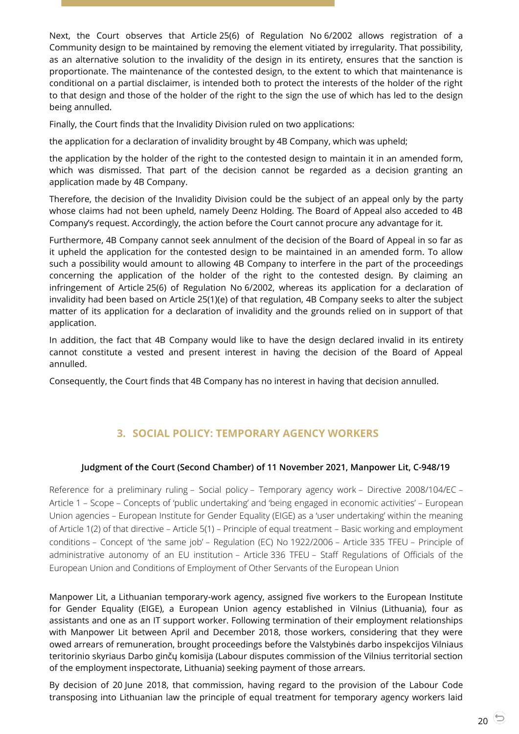Next, the Court observes that Article 25(6) of Regulation No 6/2002 allows registration of a Community design to be maintained by removing the element vitiated by irregularity. That possibility, as an alternative solution to the invalidity of the design in its entirety, ensures that the sanction is proportionate. The maintenance of the contested design, to the extent to which that maintenance is conditional on a partial disclaimer, is intended both to protect the interests of the holder of the right to that design and those of the holder of the right to the sign the use of which has led to the design being annulled.

Finally, the Court finds that the Invalidity Division ruled on two applications:

the application for a declaration of invalidity brought by 4B Company, which was upheld;

the application by the holder of the right to the contested design to maintain it in an amended form, which was dismissed. That part of the decision cannot be regarded as a decision granting an application made by 4B Company.

Therefore, the decision of the Invalidity Division could be the subject of an appeal only by the party whose claims had not been upheld, namely Deenz Holding. The Board of Appeal also acceded to 4B Company's request. Accordingly, the action before the Court cannot procure any advantage for it.

Furthermore, 4B Company cannot seek annulment of the decision of the Board of Appeal in so far as it upheld the application for the contested design to be maintained in an amended form. To allow such a possibility would amount to allowing 4B Company to interfere in the part of the proceedings concerning the application of the holder of the right to the contested design. By claiming an infringement of Article 25(6) of Regulation No 6/2002, whereas its application for a declaration of invalidity had been based on Article 25(1)(e) of that regulation, 4B Company seeks to alter the subject matter of its application for a declaration of invalidity and the grounds relied on in support of that application.

In addition, the fact that 4B Company would like to have the design declared invalid in its entirety cannot constitute a vested and present interest in having the decision of the Board of Appeal annulled.

Consequently, the Court finds that 4B Company has no interest in having that decision annulled.

## 3. SOCIAL POLICY: TEMPORARY AGENCY WORKERS

#### Judgment of the Court (Second Chamber) of 11 November 2021, Manpower Lit, C-948/19

Reference for a preliminary ruling – Social policy – Temporary agency work – Directive 2008/104/EC – Article 1 – Scope – Concepts of 'public undertaking' and 'being engaged in economic activities' – European Union agencies – European Institute for Gender Equality (EIGE) as a 'user undertaking' within the meaning of Article 1(2) of that directive – Article 5(1) – Principle of equal treatment – Basic working and employment conditions – Concept of 'the same job' – Regulation (EC) No 1922/2006 – Article 335 TFEU – Principle of administrative autonomy of an EU institution – Article 336 TFEU – Staff Regulations of Officials of the European Union and Conditions of Employment of Other Servants of the European Union

Manpower Lit, a Lithuanian temporary-work agency, assigned five workers to the European Institute for Gender Equality (EIGE), a European Union agency established in Vilnius (Lithuania), four as assistants and one as an IT support worker. Following termination of their employment relationships with Manpower Lit between April and December 2018, those workers, considering that they were owed arrears of remuneration, brought proceedings before the Valstybinės darbo inspekcijos Vilniaus teritorinio skyriaus Darbo ginčų komisija (Labour disputes commission of the Vilnius territorial section of the employment inspectorate, Lithuania) seeking payment of those arrears.

By decision of 20 June 2018, that commission, having regard to the provision of the Labour Code transposing into Lithuanian law the principle of equal treatment for temporary agency workers laid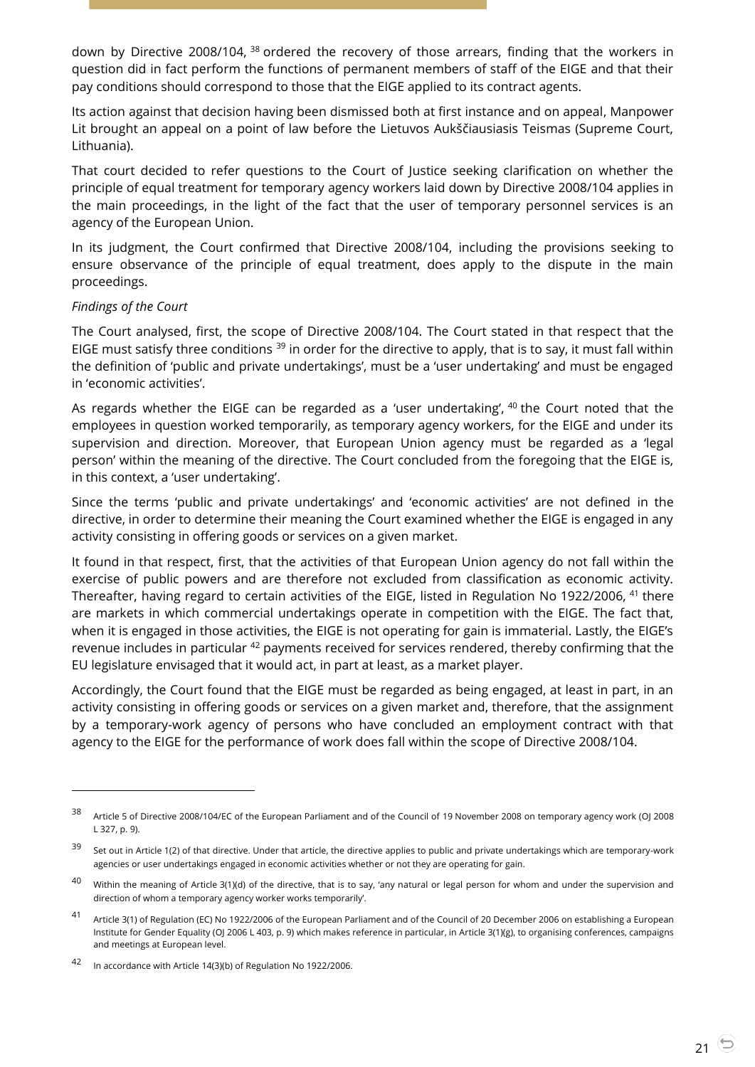down by Directive 2008/104, [38] ordered the recovery of those arrears, finding that the workers in question did in fact perform the functions of permanent members of staff of the EIGE and that their pay conditions should correspond to those that the EIGE applied to its contract agents.

Its action against that decision having been dismissed both at first instance and on appeal, Manpower Lit brought an appeal on a point of law before the Lietuvos Aukščiausiasis Teismas (Supreme Court, Lithuania).

That court decided to refer questions to the Court of Justice seeking clarification on whether the principle of equal treatment for temporary agency workers laid down by Directive 2008/104 applies in the main proceedings, in the light of the fact that the user of temporary personnel services is an agency of the European Union.

In its judgment, the Court confirmed that Directive 2008/104, including the provisions seeking to ensure observance of the principle of equal treatment, does apply to the dispute in the main proceedings.

*Findings of the Court*

The Court analysed, first, the scope of Directive 2008/104. The Court stated in that respect that the EIGE must satisfy three conditions [39] in order for the directive to apply, that is to say, it must fall within the definition of 'public and private undertakings', must be a 'user undertaking' and must be engaged in 'economic activities'.

As regards whether the EIGE can be regarded as a 'user undertaking', [40] the Court noted that the employees in question worked temporarily, as temporary agency workers, for the EIGE and under its supervision and direction. Moreover, that European Union agency must be regarded as a 'legal person' within the meaning of the directive. The Court concluded from the foregoing that the EIGE is, in this context, a 'user undertaking'.

Since the terms 'public and private undertakings' and 'economic activities' are not defined in the directive, in order to determine their meaning the Court examined whether the EIGE is engaged in any activity consisting in offering goods or services on a given market.

It found in that respect, first, that the activities of that European Union agency do not fall within the exercise of public powers and are therefore not excluded from classification as economic activity. Thereafter, having regard to certain activities of the EIGE, listed in Regulation No 1922/2006, [41] there are markets in which commercial undertakings operate in competition with the EIGE. The fact that, when it is engaged in those activities, the EIGE is not operating for gain is immaterial. Lastly, the EIGE's revenue includes in particular [42] payments received for services rendered, thereby confirming that the EU legislature envisaged that it would act, in part at least, as a market player.

Accordingly, the Court found that the EIGE must be regarded as being engaged, at least in part, in an activity consisting in offering goods or services on a given market and, therefore, that the assignment by a temporary-work agency of persons who have concluded an employment contract with that agency to the EIGE for the performance of work does fall within the scope of Directive 2008/104.

---

[38] Article 5 of Directive 2008/104/EC of the European Parliament and of the Council of 19 November 2008 on temporary agency work (OJ 2008 L 327, p. 9).

[39] Set out in Article 1(2) of that directive. Under that article, the directive applies to public and private undertakings which are temporary-work agencies or user undertakings engaged in economic activities whether or not they are operating for gain.

[40] Within the meaning of Article 3(1)(d) of the directive, that is to say, 'any natural or legal person for whom and under the supervision and direction of whom a temporary agency worker works temporarily'.

[41] Article 3(1) of Regulation (EC) No 1922/2006 of the European Parliament and of the Council of 20 December 2006 on establishing a European Institute for Gender Equality (OJ 2006 L 403, p. 9) which makes reference in particular, in Article 3(1)(g), to organising conferences, campaigns and meetings at European level.

[42] In accordance with Article 14(3)(b) of Regulation No 1922/2006.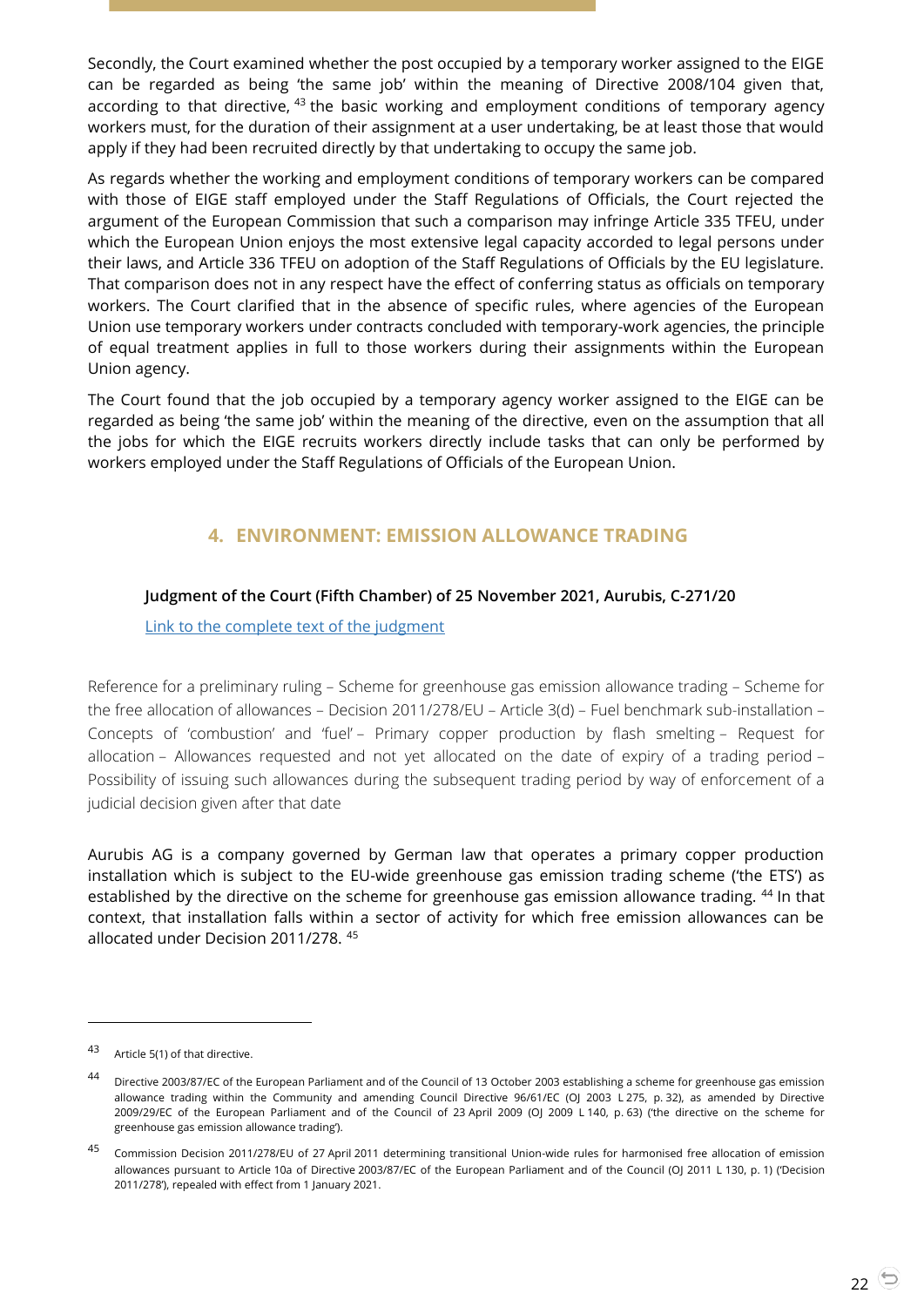Secondly, the Court examined whether the post occupied by a temporary worker assigned to the EIGE can be regarded as being 'the same job' within the meaning of Directive 2008/104 given that, according to that directive, [43] the basic working and employment conditions of temporary agency workers must, for the duration of their assignment at a user undertaking, be at least those that would apply if they had been recruited directly by that undertaking to occupy the same job.

As regards whether the working and employment conditions of temporary workers can be compared with those of EIGE staff employed under the Staff Regulations of Officials, the Court rejected the argument of the European Commission that such a comparison may infringe Article 335 TFEU, under which the European Union enjoys the most extensive legal capacity accorded to legal persons under their laws, and Article 336 TFEU on adoption of the Staff Regulations of Officials by the EU legislature. That comparison does not in any respect have the effect of conferring status as officials on temporary workers. The Court clarified that in the absence of specific rules, where agencies of the European Union use temporary workers under contracts concluded with temporary-work agencies, the principle of equal treatment applies in full to those workers during their assignments within the European Union agency.

The Court found that the job occupied by a temporary agency worker assigned to the EIGE can be regarded as being 'the same job' within the meaning of the directive, even on the assumption that all the jobs for which the EIGE recruits workers directly include tasks that can only be performed by workers employed under the Staff Regulations of Officials of the European Union.

## 4. ENVIRONMENT: EMISSION ALLOWANCE TRADING

**Judgment of the Court (Fifth Chamber) of 25 November 2021, Aurubis, C-271/20**

[Link to the complete text of the judgment]

Reference for a preliminary ruling – Scheme for greenhouse gas emission allowance trading – Scheme for the free allocation of allowances – Decision 2011/278/EU – Article 3(d) – Fuel benchmark sub-installation – Concepts of 'combustion' and 'fuel' – Primary copper production by flash smelting – Request for allocation – Allowances requested and not yet allocated on the date of expiry of a trading period – Possibility of issuing such allowances during the subsequent trading period by way of enforcement of a judicial decision given after that date

Aurubis AG is a company governed by German law that operates a primary copper production installation which is subject to the EU-wide greenhouse gas emission trading scheme ('the ETS') as established by the directive on the scheme for greenhouse gas emission allowance trading. [44] In that context, that installation falls within a sector of activity for which free emission allowances can be allocated under Decision 2011/278. [45]

---

[43] Article 5(1) of that directive.

[44] Directive 2003/87/EC of the European Parliament and of the Council of 13 October 2003 establishing a scheme for greenhouse gas emission allowance trading within the Community and amending Council Directive 96/61/EC (OJ 2003 L 275, p. 32), as amended by Directive 2009/29/EC of the European Parliament and of the Council of 23 April 2009 (OJ 2009 L 140, p. 63) ('the directive on the scheme for greenhouse gas emission allowance trading').

[45] Commission Decision 2011/278/EU of 27 April 2011 determining transitional Union-wide rules for harmonised free allocation of emission allowances pursuant to Article 10a of Directive 2003/87/EC of the European Parliament and of the Council (OJ 2011 L 130, p. 1) ('Decision 2011/278'), repealed with effect from 1 January 2021.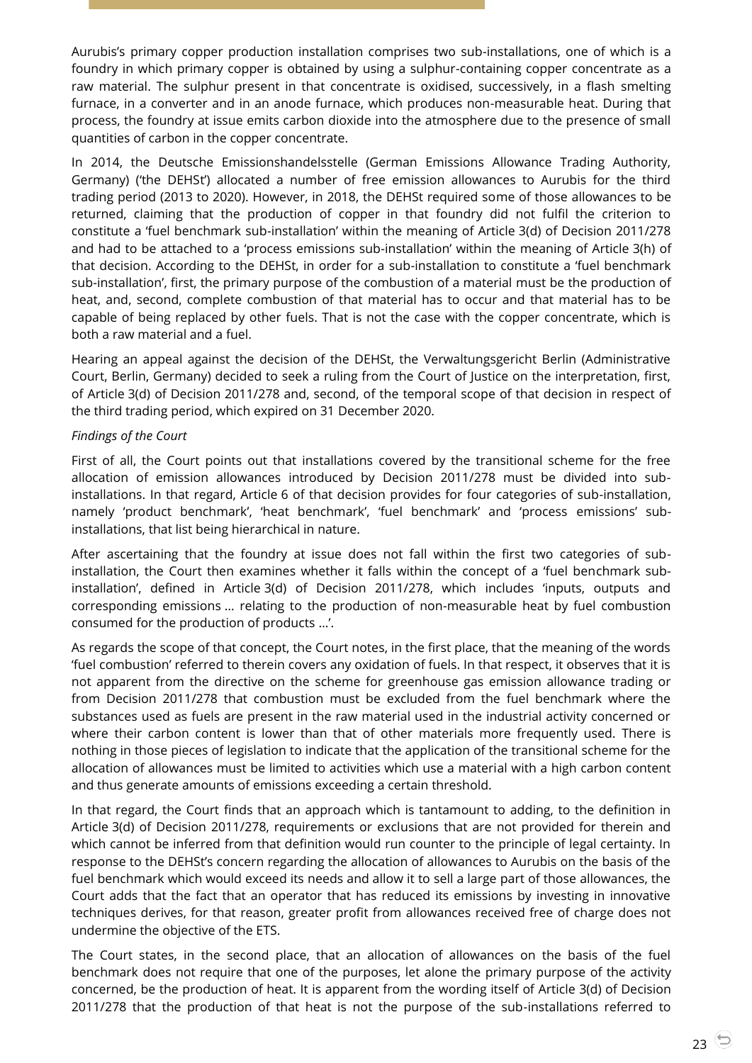Aurubis's primary copper production installation comprises two sub-installations, one of which is a foundry in which primary copper is obtained by using a sulphur-containing copper concentrate as a raw material. The sulphur present in that concentrate is oxidised, successively, in a flash smelting furnace, in a converter and in an anode furnace, which produces non-measurable heat. During that process, the foundry at issue emits carbon dioxide into the atmosphere due to the presence of small quantities of carbon in the copper concentrate.

In 2014, the Deutsche Emissionshandelsstelle (German Emissions Allowance Trading Authority, Germany) ('the DEHSt') allocated a number of free emission allowances to Aurubis for the third trading period (2013 to 2020). However, in 2018, the DEHSt required some of those allowances to be returned, claiming that the production of copper in that foundry did not fulfil the criterion to constitute a 'fuel benchmark sub-installation' within the meaning of Article 3(d) of Decision 2011/278 and had to be attached to a 'process emissions sub-installation' within the meaning of Article 3(h) of that decision. According to the DEHSt, in order for a sub-installation to constitute a 'fuel benchmark sub-installation', first, the primary purpose of the combustion of a material must be the production of heat, and, second, complete combustion of that material has to occur and that material has to be capable of being replaced by other fuels. That is not the case with the copper concentrate, which is both a raw material and a fuel.

Hearing an appeal against the decision of the DEHSt, the Verwaltungsgericht Berlin (Administrative Court, Berlin, Germany) decided to seek a ruling from the Court of Justice on the interpretation, first, of Article 3(d) of Decision 2011/278 and, second, of the temporal scope of that decision in respect of the third trading period, which expired on 31 December 2020.

*Findings of the Court*

First of all, the Court points out that installations covered by the transitional scheme for the free allocation of emission allowances introduced by Decision 2011/278 must be divided into sub-installations. In that regard, Article 6 of that decision provides for four categories of sub-installation, namely 'product benchmark', 'heat benchmark', 'fuel benchmark' and 'process emissions' sub-installations, that list being hierarchical in nature.

After ascertaining that the foundry at issue does not fall within the first two categories of sub-installation, the Court then examines whether it falls within the concept of a 'fuel benchmark sub-installation', defined in Article 3(d) of Decision 2011/278, which includes 'inputs, outputs and corresponding emissions … relating to the production of non-measurable heat by fuel combustion consumed for the production of products …'.

As regards the scope of that concept, the Court notes, in the first place, that the meaning of the words 'fuel combustion' referred to therein covers any oxidation of fuels. In that respect, it observes that it is not apparent from the directive on the scheme for greenhouse gas emission allowance trading or from Decision 2011/278 that combustion must be excluded from the fuel benchmark where the substances used as fuels are present in the raw material used in the industrial activity concerned or where their carbon content is lower than that of other materials more frequently used. There is nothing in those pieces of legislation to indicate that the application of the transitional scheme for the allocation of allowances must be limited to activities which use a material with a high carbon content and thus generate amounts of emissions exceeding a certain threshold.

In that regard, the Court finds that an approach which is tantamount to adding, to the definition in Article 3(d) of Decision 2011/278, requirements or exclusions that are not provided for therein and which cannot be inferred from that definition would run counter to the principle of legal certainty. In response to the DEHSt's concern regarding the allocation of allowances to Aurubis on the basis of the fuel benchmark which would exceed its needs and allow it to sell a large part of those allowances, the Court adds that the fact that an operator that has reduced its emissions by investing in innovative techniques derives, for that reason, greater profit from allowances received free of charge does not undermine the objective of the ETS.

The Court states, in the second place, that an allocation of allowances on the basis of the fuel benchmark does not require that one of the purposes, let alone the primary purpose of the activity concerned, be the production of heat. It is apparent from the wording itself of Article 3(d) of Decision 2011/278 that the production of that heat is not the purpose of the sub-installations referred to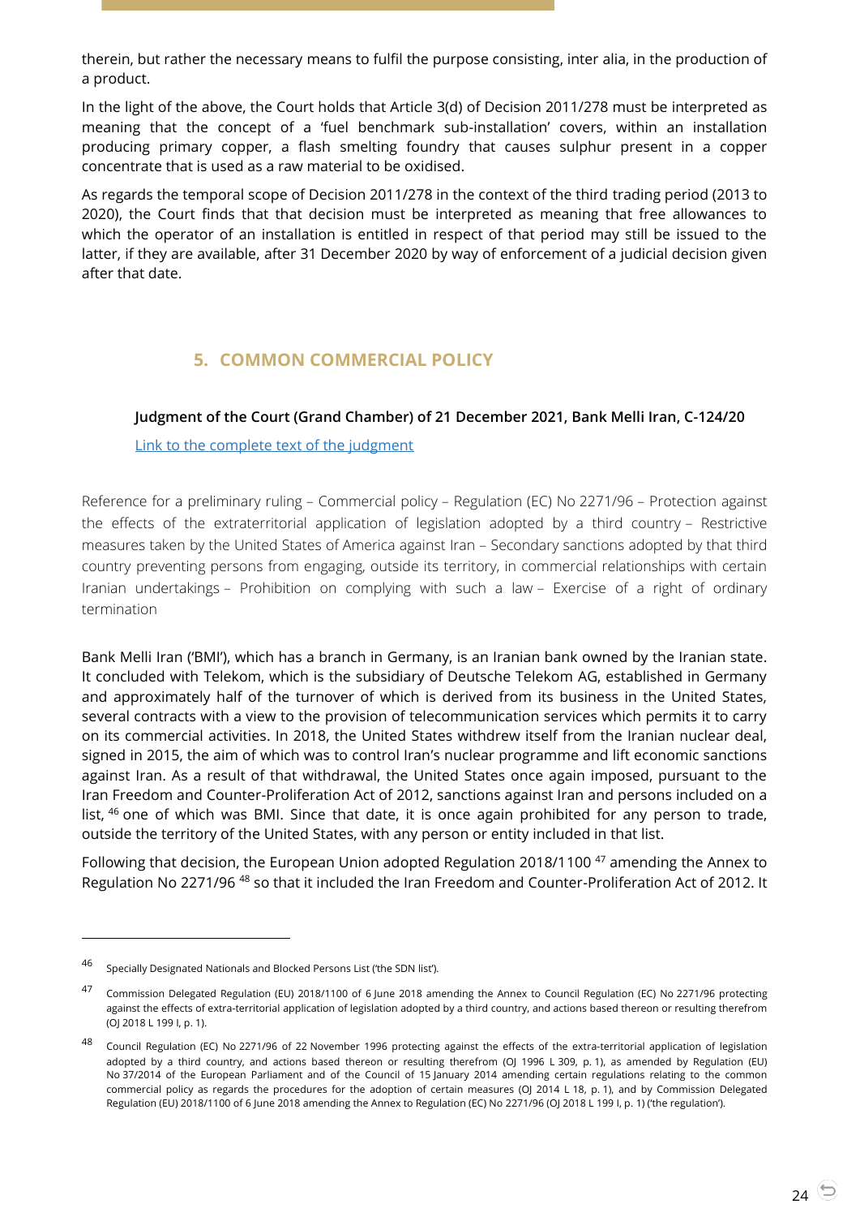therein, but rather the necessary means to fulfil the purpose consisting, inter alia, in the production of a product.

In the light of the above, the Court holds that Article 3(d) of Decision 2011/278 must be interpreted as meaning that the concept of a 'fuel benchmark sub-installation' covers, within an installation producing primary copper, a flash smelting foundry that causes sulphur present in a copper concentrate that is used as a raw material to be oxidised.

As regards the temporal scope of Decision 2011/278 in the context of the third trading period (2013 to 2020), the Court finds that that decision must be interpreted as meaning that free allowances to which the operator of an installation is entitled in respect of that period may still be issued to the latter, if they are available, after 31 December 2020 by way of enforcement of a judicial decision given after that date.

## 5. COMMON COMMERCIAL POLICY

### Judgment of the Court (Grand Chamber) of 21 December 2021, Bank Melli Iran, C-124/20

Link to the complete text of the judgment

Reference for a preliminary ruling – Commercial policy – Regulation (EC) No 2271/96 – Protection against the effects of the extraterritorial application of legislation adopted by a third country – Restrictive measures taken by the United States of America against Iran – Secondary sanctions adopted by that third country preventing persons from engaging, outside its territory, in commercial relationships with certain Iranian undertakings – Prohibition on complying with such a law – Exercise of a right of ordinary termination

Bank Melli Iran ('BMI'), which has a branch in Germany, is an Iranian bank owned by the Iranian state. It concluded with Telekom, which is the subsidiary of Deutsche Telekom AG, established in Germany and approximately half of the turnover of which is derived from its business in the United States, several contracts with a view to the provision of telecommunication services which permits it to carry on its commercial activities. In 2018, the United States withdrew itself from the Iranian nuclear deal, signed in 2015, the aim of which was to control Iran's nuclear programme and lift economic sanctions against Iran. As a result of that withdrawal, the United States once again imposed, pursuant to the Iran Freedom and Counter-Proliferation Act of 2012, sanctions against Iran and persons included on a list, [46] one of which was BMI. Since that date, it is once again prohibited for any person to trade, outside the territory of the United States, with any person or entity included in that list.

Following that decision, the European Union adopted Regulation 2018/1100 [47] amending the Annex to Regulation No 2271/96 [48] so that it included the Iran Freedom and Counter-Proliferation Act of 2012. It

---

[46] Specially Designated Nationals and Blocked Persons List ('the SDN list').

[47] Commission Delegated Regulation (EU) 2018/1100 of 6 June 2018 amending the Annex to Council Regulation (EC) No 2271/96 protecting against the effects of extra-territorial application of legislation adopted by a third country, and actions based thereon or resulting therefrom (OJ 2018 L 199 I, p. 1).

[48] Council Regulation (EC) No 2271/96 of 22 November 1996 protecting against the effects of the extra-territorial application of legislation adopted by a third country, and actions based thereon or resulting therefrom (OJ 1996 L 309, p. 1), as amended by Regulation (EU) No 37/2014 of the European Parliament and of the Council of 15 January 2014 amending certain regulations relating to the common commercial policy as regards the procedures for the adoption of certain measures (OJ 2014 L 18, p. 1), and by Commission Delegated Regulation (EU) 2018/1100 of 6 June 2018 amending the Annex to Regulation (EC) No 2271/96 (OJ 2018 L 199 I, p. 1) ('the regulation').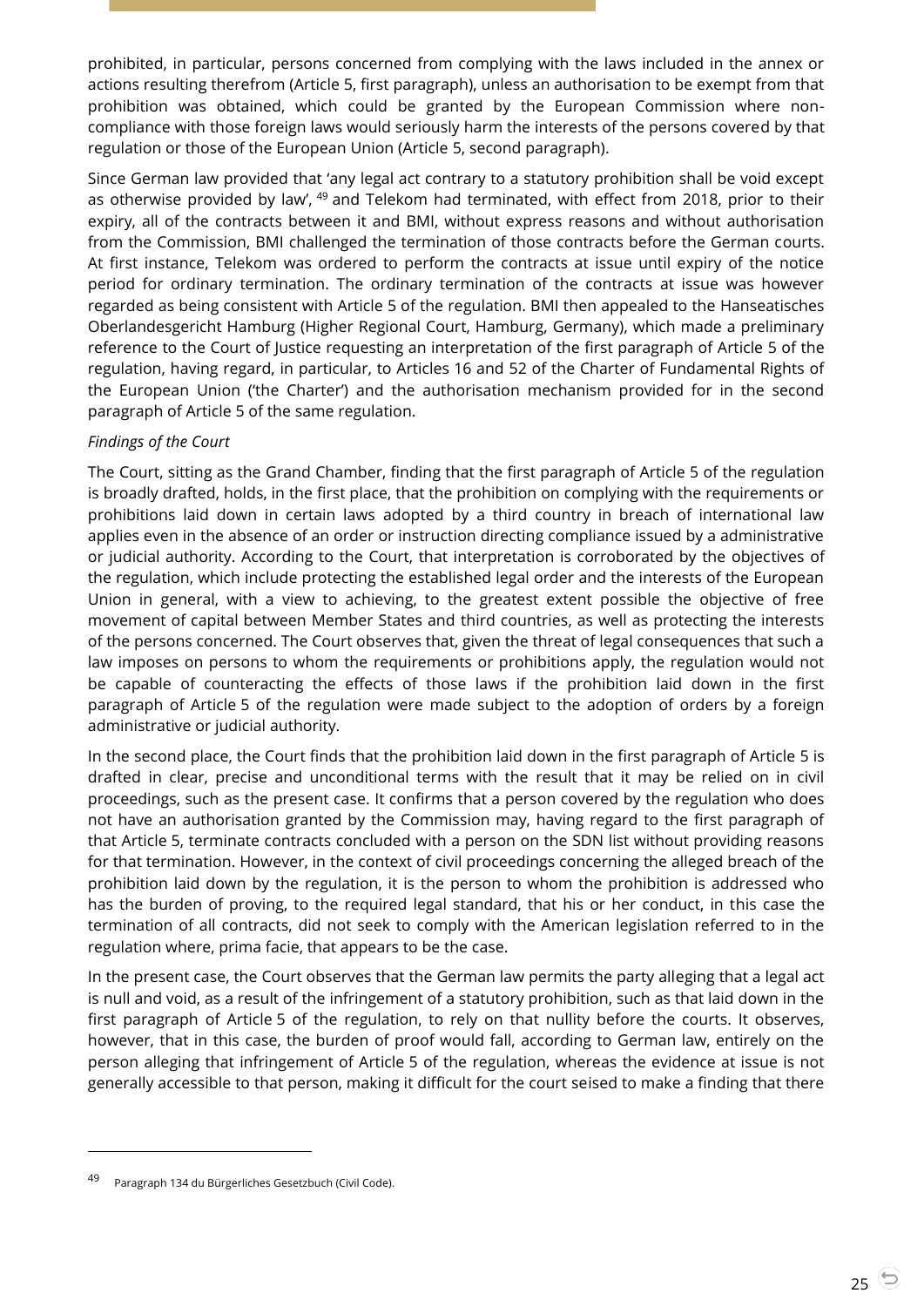prohibited, in particular, persons concerned from complying with the laws included in the annex or actions resulting therefrom (Article 5, first paragraph), unless an authorisation to be exempt from that prohibition was obtained, which could be granted by the European Commission where non-compliance with those foreign laws would seriously harm the interests of the persons covered by that regulation or those of the European Union (Article 5, second paragraph).

Since German law provided that 'any legal act contrary to a statutory prohibition shall be void except as otherwise provided by law', [49] and Telekom had terminated, with effect from 2018, prior to their expiry, all of the contracts between it and BMI, without express reasons and without authorisation from the Commission, BMI challenged the termination of those contracts before the German courts. At first instance, Telekom was ordered to perform the contracts at issue until expiry of the notice period for ordinary termination. The ordinary termination of the contracts at issue was however regarded as being consistent with Article 5 of the regulation. BMI then appealed to the Hanseatisches Oberlandesgericht Hamburg (Higher Regional Court, Hamburg, Germany), which made a preliminary reference to the Court of Justice requesting an interpretation of the first paragraph of Article 5 of the regulation, having regard, in particular, to Articles 16 and 52 of the Charter of Fundamental Rights of the European Union ('the Charter') and the authorisation mechanism provided for in the second paragraph of Article 5 of the same regulation.

*Findings of the Court*

The Court, sitting as the Grand Chamber, finding that the first paragraph of Article 5 of the regulation is broadly drafted, holds, in the first place, that the prohibition on complying with the requirements or prohibitions laid down in certain laws adopted by a third country in breach of international law applies even in the absence of an order or instruction directing compliance issued by a administrative or judicial authority. According to the Court, that interpretation is corroborated by the objectives of the regulation, which include protecting the established legal order and the interests of the European Union in general, with a view to achieving, to the greatest extent possible the objective of free movement of capital between Member States and third countries, as well as protecting the interests of the persons concerned. The Court observes that, given the threat of legal consequences that such a law imposes on persons to whom the requirements or prohibitions apply, the regulation would not be capable of counteracting the effects of those laws if the prohibition laid down in the first paragraph of Article 5 of the regulation were made subject to the adoption of orders by a foreign administrative or judicial authority.

In the second place, the Court finds that the prohibition laid down in the first paragraph of Article 5 is drafted in clear, precise and unconditional terms with the result that it may be relied on in civil proceedings, such as the present case. It confirms that a person covered by the regulation who does not have an authorisation granted by the Commission may, having regard to the first paragraph of that Article 5, terminate contracts concluded with a person on the SDN list without providing reasons for that termination. However, in the context of civil proceedings concerning the alleged breach of the prohibition laid down by the regulation, it is the person to whom the prohibition is addressed who has the burden of proving, to the required legal standard, that his or her conduct, in this case the termination of all contracts, did not seek to comply with the American legislation referred to in the regulation where, prima facie, that appears to be the case.

In the present case, the Court observes that the German law permits the party alleging that a legal act is null and void, as a result of the infringement of a statutory prohibition, such as that laid down in the first paragraph of Article 5 of the regulation, to rely on that nullity before the courts. It observes, however, that in this case, the burden of proof would fall, according to German law, entirely on the person alleging that infringement of Article 5 of the regulation, whereas the evidence at issue is not generally accessible to that person, making it difficult for the court seised to make a finding that there

---

[49] Paragraph 134 du Bürgerliches Gesetzbuch (Civil Code).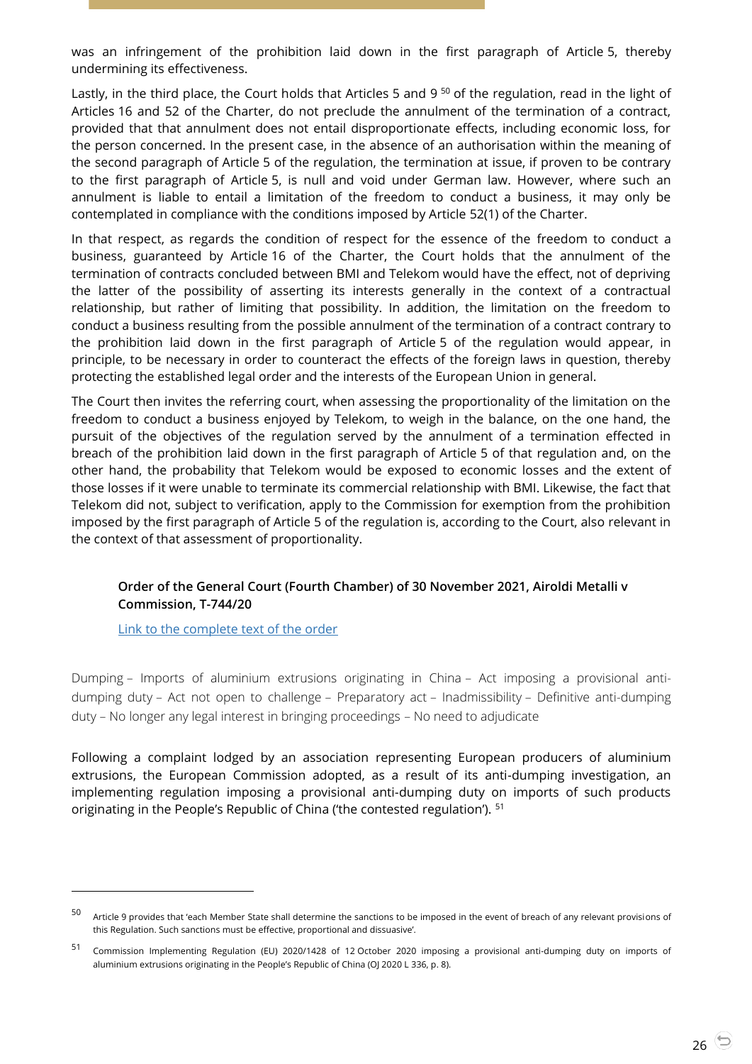was an infringement of the prohibition laid down in the first paragraph of Article 5, thereby undermining its effectiveness.

Lastly, in the third place, the Court holds that Articles 5 and 9 [50] of the regulation, read in the light of Articles 16 and 52 of the Charter, do not preclude the annulment of the termination of a contract, provided that that annulment does not entail disproportionate effects, including economic loss, for the person concerned. In the present case, in the absence of an authorisation within the meaning of the second paragraph of Article 5 of the regulation, the termination at issue, if proven to be contrary to the first paragraph of Article 5, is null and void under German law. However, where such an annulment is liable to entail a limitation of the freedom to conduct a business, it may only be contemplated in compliance with the conditions imposed by Article 52(1) of the Charter.

In that respect, as regards the condition of respect for the essence of the freedom to conduct a business, guaranteed by Article 16 of the Charter, the Court holds that the annulment of the termination of contracts concluded between BMI and Telekom would have the effect, not of depriving the latter of the possibility of asserting its interests generally in the context of a contractual relationship, but rather of limiting that possibility. In addition, the limitation on the freedom to conduct a business resulting from the possible annulment of the termination of a contract contrary to the prohibition laid down in the first paragraph of Article 5 of the regulation would appear, in principle, to be necessary in order to counteract the effects of the foreign laws in question, thereby protecting the established legal order and the interests of the European Union in general.

The Court then invites the referring court, when assessing the proportionality of the limitation on the freedom to conduct a business enjoyed by Telekom, to weigh in the balance, on the one hand, the pursuit of the objectives of the regulation served by the annulment of a termination effected in breach of the prohibition laid down in the first paragraph of Article 5 of that regulation and, on the other hand, the probability that Telekom would be exposed to economic losses and the extent of those losses if it were unable to terminate its commercial relationship with BMI. Likewise, the fact that Telekom did not, subject to verification, apply to the Commission for exemption from the prohibition imposed by the first paragraph of Article 5 of the regulation is, according to the Court, also relevant in the context of that assessment of proportionality.

**Order of the General Court (Fourth Chamber) of 30 November 2021, Airoldi Metalli v Commission, T-744/20**

[Link to the complete text of the order]

Dumping – Imports of aluminium extrusions originating in China – Act imposing a provisional anti-dumping duty – Act not open to challenge – Preparatory act – Inadmissibility – Definitive anti-dumping duty – No longer any legal interest in bringing proceedings – No need to adjudicate

Following a complaint lodged by an association representing European producers of aluminium extrusions, the European Commission adopted, as a result of its anti-dumping investigation, an implementing regulation imposing a provisional anti-dumping duty on imports of such products originating in the People's Republic of China ('the contested regulation'). [51]

---

[50] Article 9 provides that 'each Member State shall determine the sanctions to be imposed in the event of breach of any relevant provisions of this Regulation. Such sanctions must be effective, proportional and dissuasive'.

[51] Commission Implementing Regulation (EU) 2020/1428 of 12 October 2020 imposing a provisional anti-dumping duty on imports of aluminium extrusions originating in the People's Republic of China (OJ 2020 L 336, p. 8).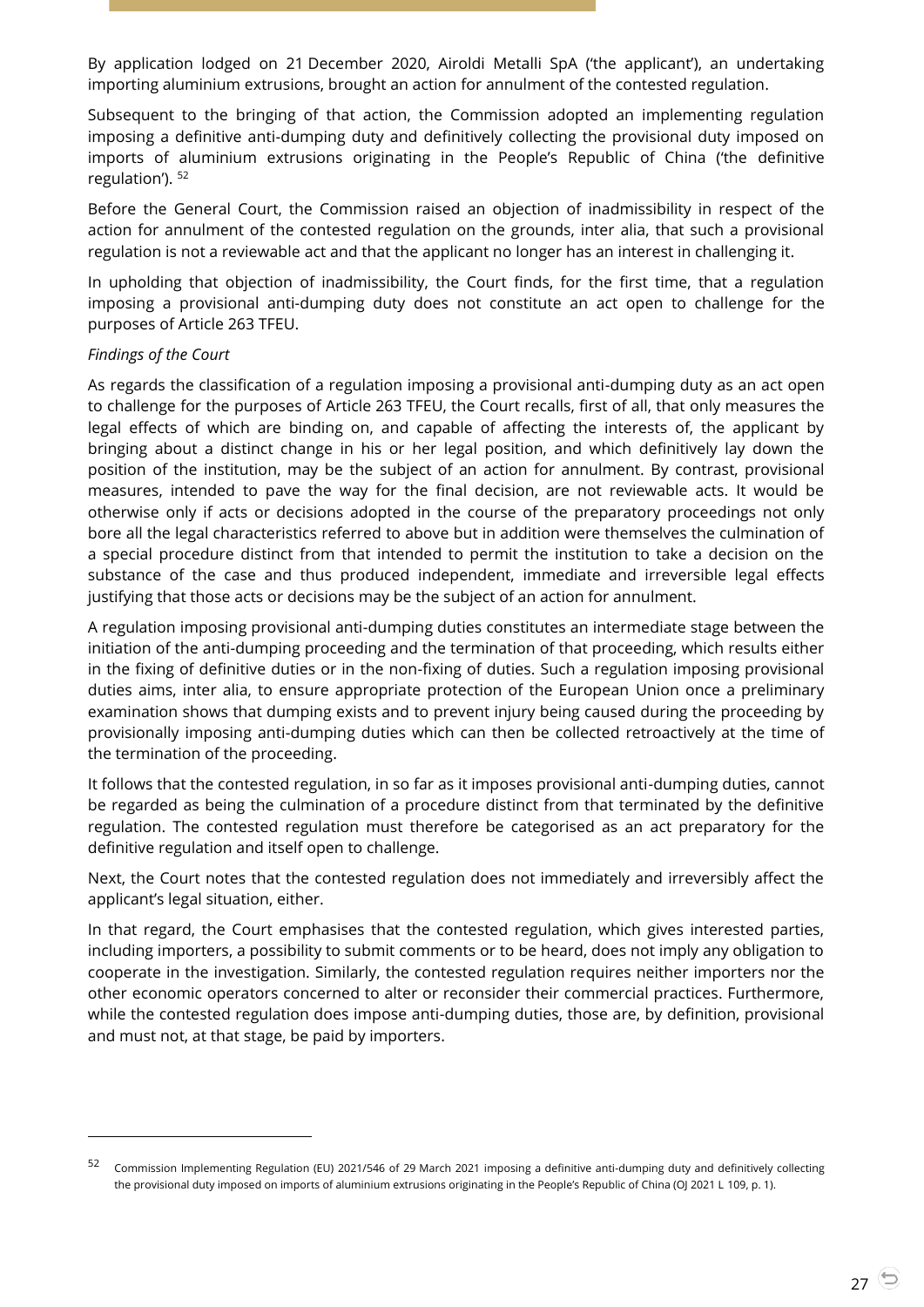By application lodged on 21 December 2020, Airoldi Metalli SpA ('the applicant'), an undertaking importing aluminium extrusions, brought an action for annulment of the contested regulation.

Subsequent to the bringing of that action, the Commission adopted an implementing regulation imposing a definitive anti-dumping duty and definitively collecting the provisional duty imposed on imports of aluminium extrusions originating in the People's Republic of China ('the definitive regulation'). [52]

Before the General Court, the Commission raised an objection of inadmissibility in respect of the action for annulment of the contested regulation on the grounds, inter alia, that such a provisional regulation is not a reviewable act and that the applicant no longer has an interest in challenging it.

In upholding that objection of inadmissibility, the Court finds, for the first time, that a regulation imposing a provisional anti-dumping duty does not constitute an act open to challenge for the purposes of Article 263 TFEU.

*Findings of the Court*

As regards the classification of a regulation imposing a provisional anti-dumping duty as an act open to challenge for the purposes of Article 263 TFEU, the Court recalls, first of all, that only measures the legal effects of which are binding on, and capable of affecting the interests of, the applicant by bringing about a distinct change in his or her legal position, and which definitively lay down the position of the institution, may be the subject of an action for annulment. By contrast, provisional measures, intended to pave the way for the final decision, are not reviewable acts. It would be otherwise only if acts or decisions adopted in the course of the preparatory proceedings not only bore all the legal characteristics referred to above but in addition were themselves the culmination of a special procedure distinct from that intended to permit the institution to take a decision on the substance of the case and thus produced independent, immediate and irreversible legal effects justifying that those acts or decisions may be the subject of an action for annulment.

A regulation imposing provisional anti-dumping duties constitutes an intermediate stage between the initiation of the anti-dumping proceeding and the termination of that proceeding, which results either in the fixing of definitive duties or in the non-fixing of duties. Such a regulation imposing provisional duties aims, inter alia, to ensure appropriate protection of the European Union once a preliminary examination shows that dumping exists and to prevent injury being caused during the proceeding by provisionally imposing anti-dumping duties which can then be collected retroactively at the time of the termination of the proceeding.

It follows that the contested regulation, in so far as it imposes provisional anti-dumping duties, cannot be regarded as being the culmination of a procedure distinct from that terminated by the definitive regulation. The contested regulation must therefore be categorised as an act preparatory for the definitive regulation and itself open to challenge.

Next, the Court notes that the contested regulation does not immediately and irreversibly affect the applicant's legal situation, either.

In that regard, the Court emphasises that the contested regulation, which gives interested parties, including importers, a possibility to submit comments or to be heard, does not imply any obligation to cooperate in the investigation. Similarly, the contested regulation requires neither importers nor the other economic operators concerned to alter or reconsider their commercial practices. Furthermore, while the contested regulation does impose anti-dumping duties, those are, by definition, provisional and must not, at that stage, be paid by importers.

---

[52] Commission Implementing Regulation (EU) 2021/546 of 29 March 2021 imposing a definitive anti-dumping duty and definitively collecting the provisional duty imposed on imports of aluminium extrusions originating in the People's Republic of China (OJ 2021 L 109, p. 1).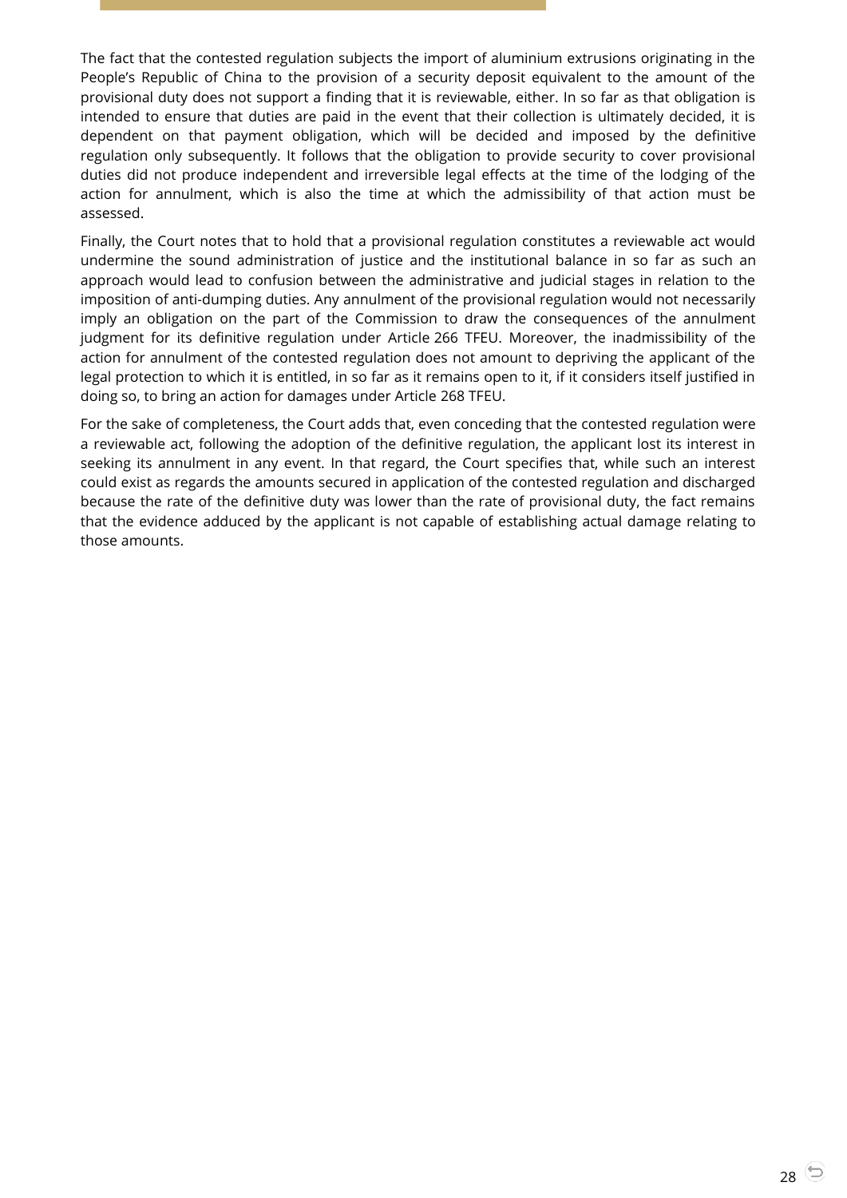The fact that the contested regulation subjects the import of aluminium extrusions originating in the People's Republic of China to the provision of a security deposit equivalent to the amount of the provisional duty does not support a finding that it is reviewable, either. In so far as that obligation is intended to ensure that duties are paid in the event that their collection is ultimately decided, it is dependent on that payment obligation, which will be decided and imposed by the definitive regulation only subsequently. It follows that the obligation to provide security to cover provisional duties did not produce independent and irreversible legal effects at the time of the lodging of the action for annulment, which is also the time at which the admissibility of that action must be assessed.

Finally, the Court notes that to hold that a provisional regulation constitutes a reviewable act would undermine the sound administration of justice and the institutional balance in so far as such an approach would lead to confusion between the administrative and judicial stages in relation to the imposition of anti-dumping duties. Any annulment of the provisional regulation would not necessarily imply an obligation on the part of the Commission to draw the consequences of the annulment judgment for its definitive regulation under Article 266 TFEU. Moreover, the inadmissibility of the action for annulment of the contested regulation does not amount to depriving the applicant of the legal protection to which it is entitled, in so far as it remains open to it, if it considers itself justified in doing so, to bring an action for damages under Article 268 TFEU.

For the sake of completeness, the Court adds that, even conceding that the contested regulation were a reviewable act, following the adoption of the definitive regulation, the applicant lost its interest in seeking its annulment in any event. In that regard, the Court specifies that, while such an interest could exist as regards the amounts secured in application of the contested regulation and discharged because the rate of the definitive duty was lower than the rate of provisional duty, the fact remains that the evidence adduced by the applicant is not capable of establishing actual damage relating to those amounts.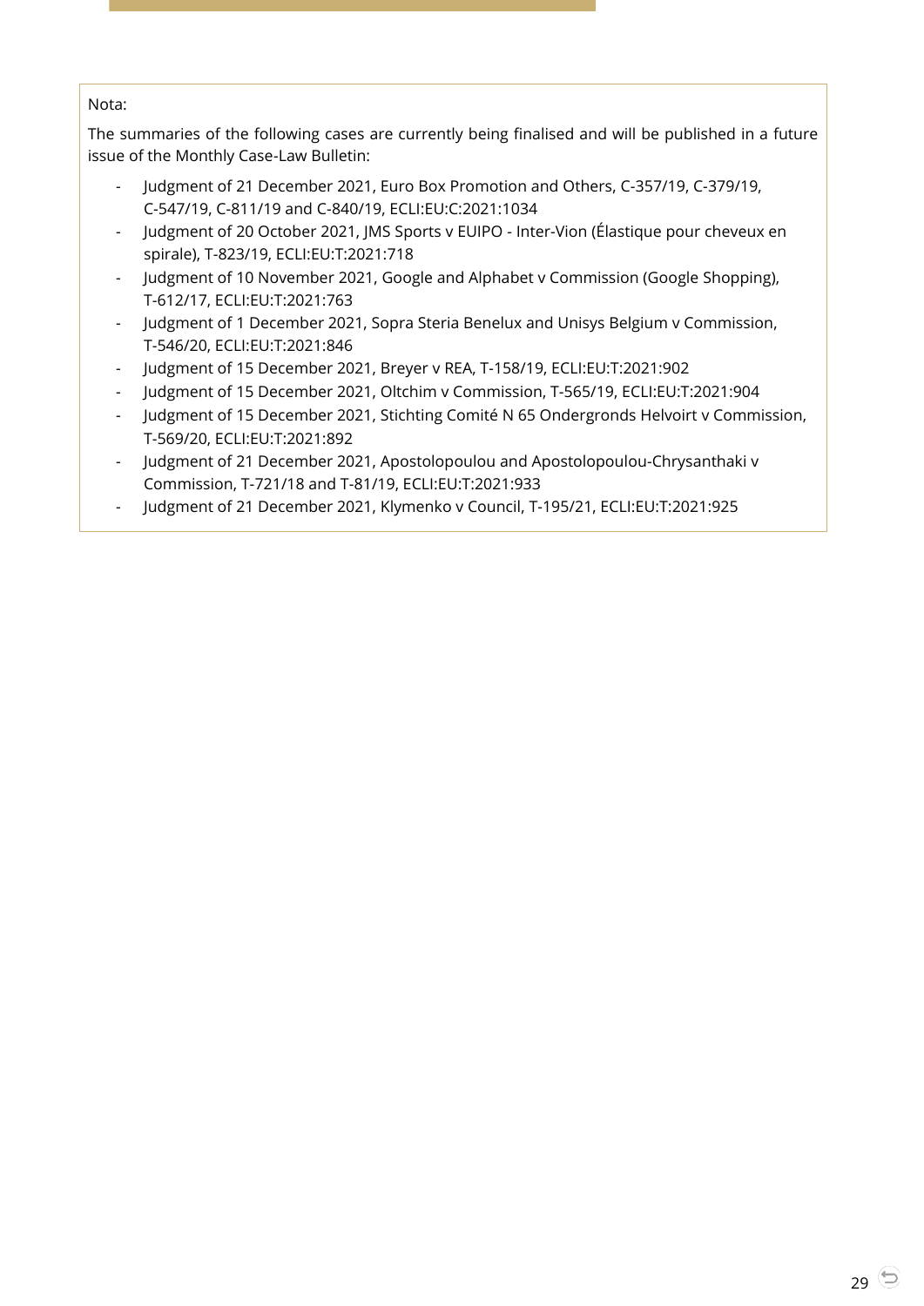Nota:

The summaries of the following cases are currently being finalised and will be published in a future issue of the Monthly Case-Law Bulletin:

- Judgment of 21 December 2021, Euro Box Promotion and Others, C-357/19, C-379/19, C-547/19, C-811/19 and C-840/19, ECLI:EU:C:2021:1034
- Judgment of 20 October 2021, JMS Sports v EUIPO - Inter-Vion (Élastique pour cheveux en spirale), T-823/19, ECLI:EU:T:2021:718
- Judgment of 10 November 2021, Google and Alphabet v Commission (Google Shopping), T-612/17, ECLI:EU:T:2021:763
- Judgment of 1 December 2021, Sopra Steria Benelux and Unisys Belgium v Commission, T-546/20, ECLI:EU:T:2021:846
- Judgment of 15 December 2021, Breyer v REA, T-158/19, ECLI:EU:T:2021:902
- Judgment of 15 December 2021, Oltchim v Commission, T-565/19, ECLI:EU:T:2021:904
- Judgment of 15 December 2021, Stichting Comité N 65 Ondergronds Helvoirt v Commission, T-569/20, ECLI:EU:T:2021:892
- Judgment of 21 December 2021, Apostolopoulou and Apostolopoulou-Chrysanthaki v Commission, T-721/18 and T-81/19, ECLI:EU:T:2021:933
- Judgment of 21 December 2021, Klymenko v Council, T-195/21, ECLI:EU:T:2021:925